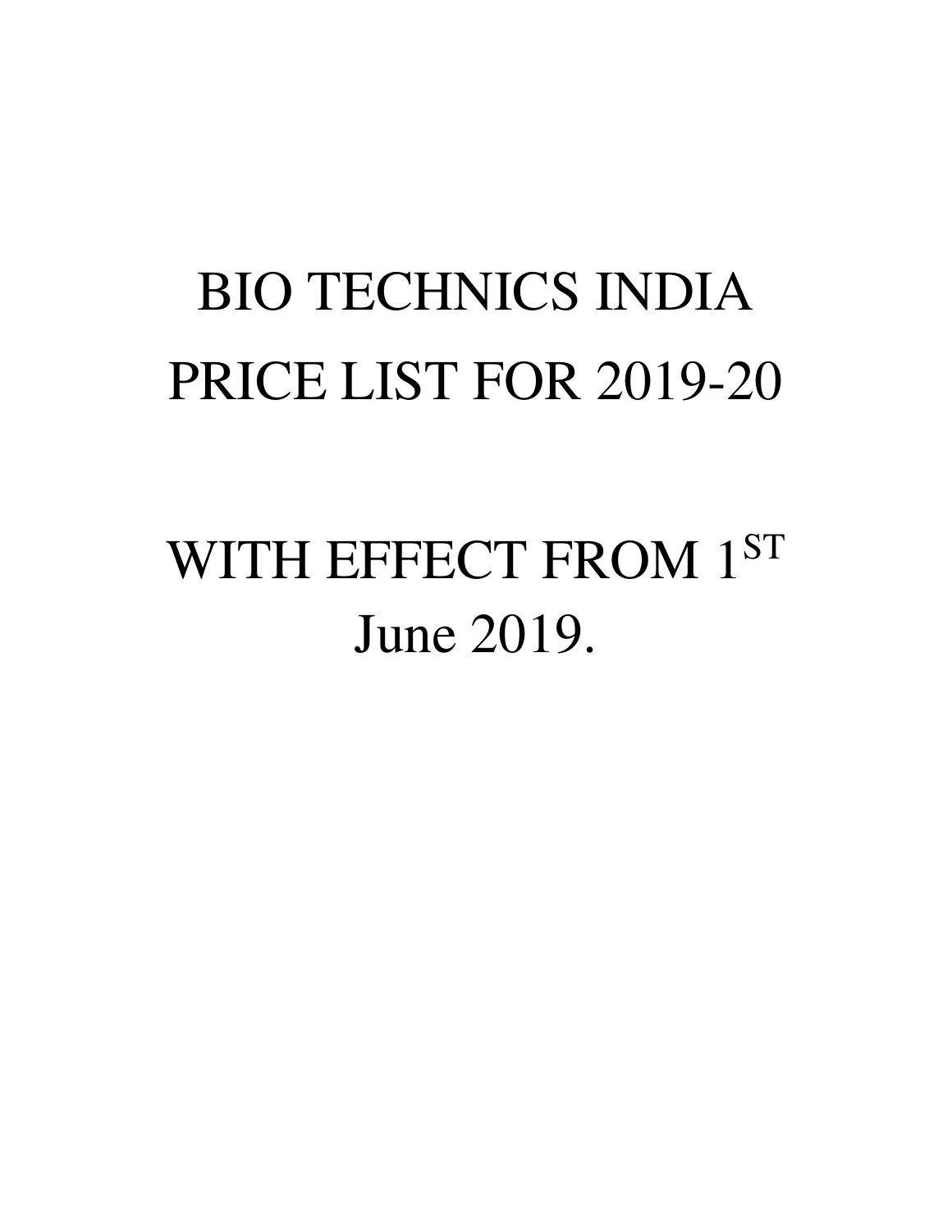# BIO TECHNICS INDIA
# PRICE LIST FOR 2019-20

# WITH EFFECT FROM 1ST June 2019.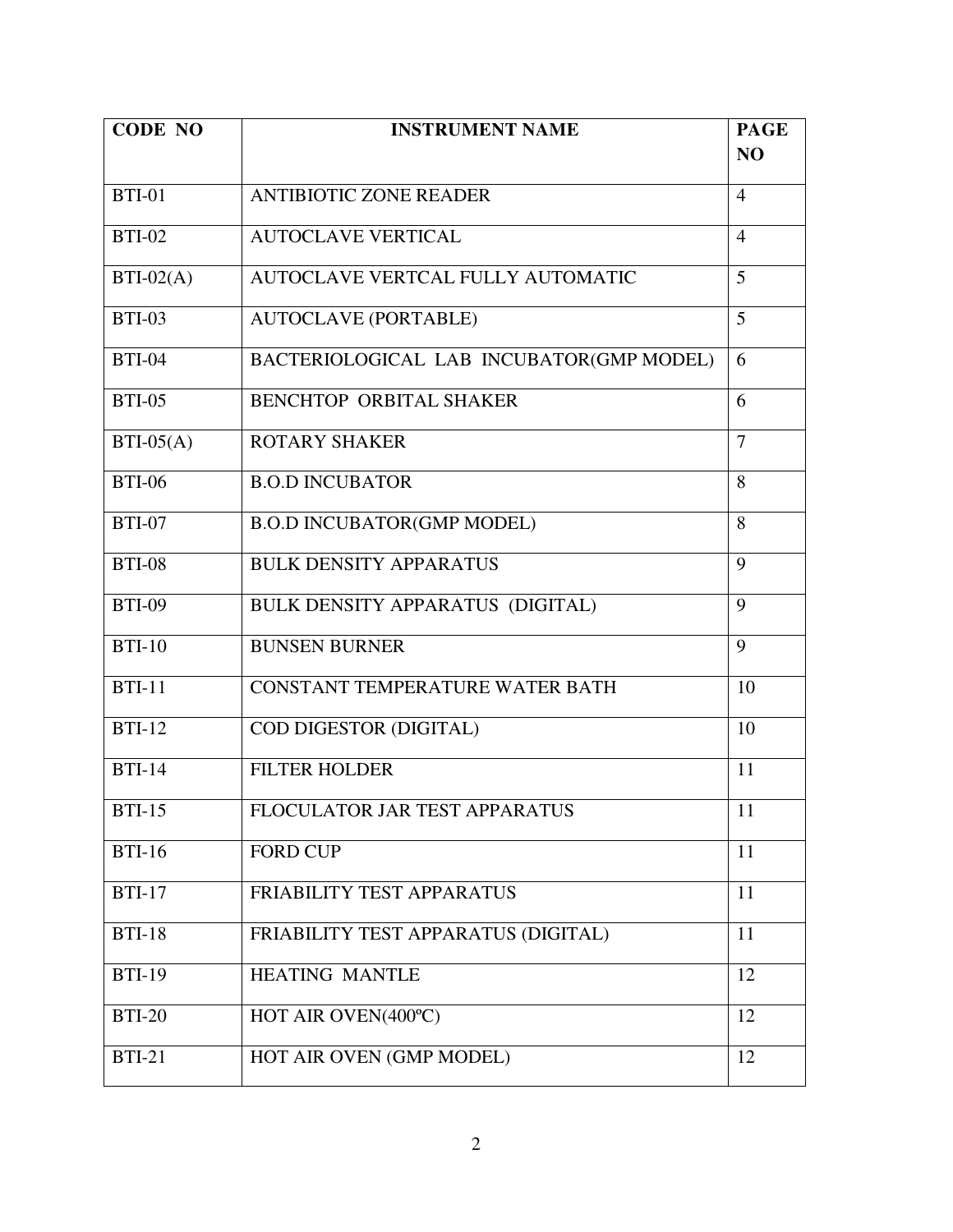| CODE NO | INSTRUMENT NAME | PAGE NO |
|---|---|---|
| BTI-01 | ANTIBIOTIC ZONE READER | 4 |
| BTI-02 | AUTOCLAVE VERTICAL | 4 |
| BTI-02(A) | AUTOCLAVE VERTCAL FULLY AUTOMATIC | 5 |
| BTI-03 | AUTOCLAVE (PORTABLE) | 5 |
| BTI-04 | BACTERIOLOGICAL LAB INCUBATOR(GMP MODEL) | 6 |
| BTI-05 | BENCHTOP ORBITAL SHAKER | 6 |
| BTI-05(A) | ROTARY SHAKER | 7 |
| BTI-06 | B.O.D INCUBATOR | 8 |
| BTI-07 | B.O.D INCUBATOR(GMP MODEL) | 8 |
| BTI-08 | BULK DENSITY APPARATUS | 9 |
| BTI-09 | BULK DENSITY APPARATUS (DIGITAL) | 9 |
| BTI-10 | BUNSEN BURNER | 9 |
| BTI-11 | CONSTANT TEMPERATURE WATER BATH | 10 |
| BTI-12 | COD DIGESTOR (DIGITAL) | 10 |
| BTI-14 | FILTER HOLDER | 11 |
| BTI-15 | FLOCULATOR JAR TEST APPARATUS | 11 |
| BTI-16 | FORD CUP | 11 |
| BTI-17 | FRIABILITY TEST APPARATUS | 11 |
| BTI-18 | FRIABILITY TEST APPARATUS (DIGITAL) | 11 |
| BTI-19 | HEATING MANTLE | 12 |
| BTI-20 | HOT AIR OVEN(400ºC) | 12 |
| BTI-21 | HOT AIR OVEN (GMP MODEL) | 12 |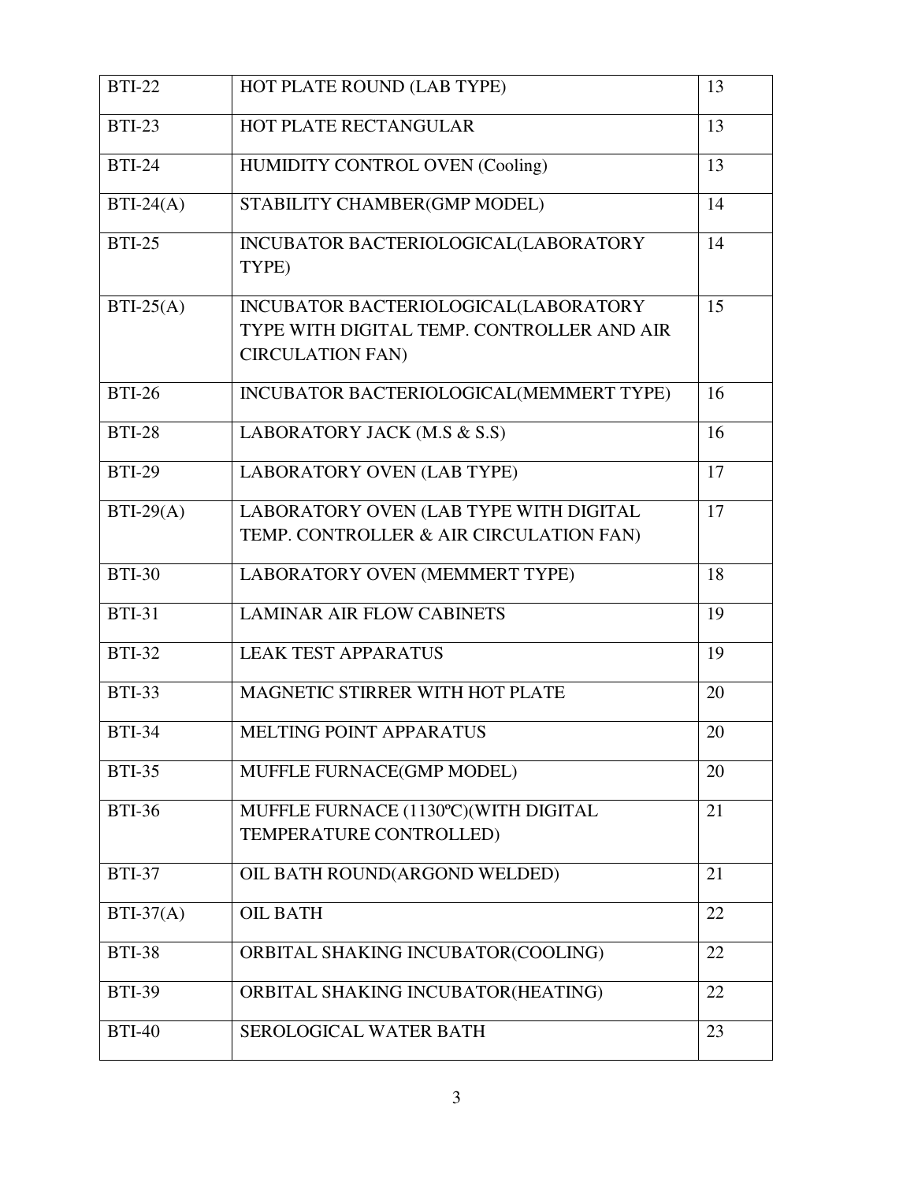| BTI-22 | HOT PLATE ROUND (LAB TYPE) | 13 |
|---|---|---|
| BTI-23 | HOT PLATE RECTANGULAR | 13 |
| BTI-24 | HUMIDITY CONTROL OVEN (Cooling) | 13 |
| BTI-24(A) | STABILITY CHAMBER(GMP MODEL) | 14 |
| BTI-25 | INCUBATOR BACTERIOLOGICAL(LABORATORY TYPE) | 14 |
| BTI-25(A) | INCUBATOR BACTERIOLOGICAL(LABORATORY TYPE WITH DIGITAL TEMP. CONTROLLER AND AIR CIRCULATION FAN) | 15 |
| BTI-26 | INCUBATOR BACTERIOLOGICAL(MEMMERT TYPE) | 16 |
| BTI-28 | LABORATORY JACK (M.S & S.S) | 16 |
| BTI-29 | LABORATORY OVEN (LAB TYPE) | 17 |
| BTI-29(A) | LABORATORY OVEN (LAB TYPE WITH DIGITAL TEMP. CONTROLLER & AIR CIRCULATION FAN) | 17 |
| BTI-30 | LABORATORY OVEN (MEMMERT TYPE) | 18 |
| BTI-31 | LAMINAR AIR FLOW CABINETS | 19 |
| BTI-32 | LEAK TEST APPARATUS | 19 |
| BTI-33 | MAGNETIC STIRRER WITH HOT PLATE | 20 |
| BTI-34 | MELTING POINT APPARATUS | 20 |
| BTI-35 | MUFFLE FURNACE(GMP MODEL) | 20 |
| BTI-36 | MUFFLE FURNACE (1130ºC)(WITH DIGITAL TEMPERATURE CONTROLLED) | 21 |
| BTI-37 | OIL BATH ROUND(ARGOND WELDED) | 21 |
| BTI-37(A) | OIL BATH | 22 |
| BTI-38 | ORBITAL SHAKING INCUBATOR(COOLING) | 22 |
| BTI-39 | ORBITAL SHAKING INCUBATOR(HEATING) | 22 |
| BTI-40 | SEROLOGICAL WATER BATH | 23 |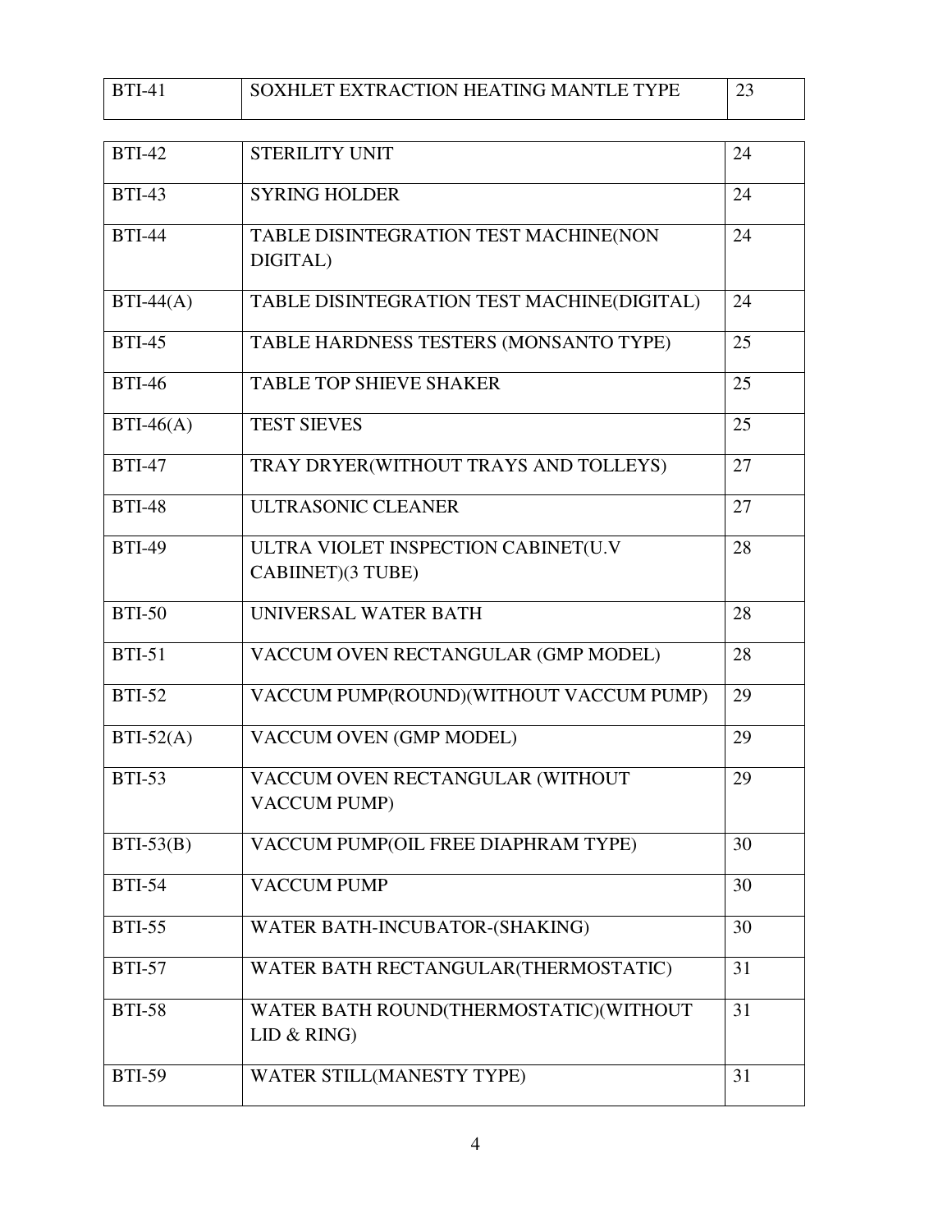| BTI-41 | SOXHLET EXTRACTION HEATING MANTLE TYPE | 23 |
|---|---|---|
| BTI-42 | STERILITY UNIT | 24 |
| BTI-43 | SYRING HOLDER | 24 |
| BTI-44 | TABLE DISINTEGRATION TEST MACHINE(NON DIGITAL) | 24 |
| BTI-44(A) | TABLE DISINTEGRATION TEST MACHINE(DIGITAL) | 24 |
| BTI-45 | TABLE HARDNESS TESTERS (MONSANTO TYPE) | 25 |
| BTI-46 | TABLE TOP SHIEVE SHAKER | 25 |
| BTI-46(A) | TEST SIEVES | 25 |
| BTI-47 | TRAY DRYER(WITHOUT TRAYS AND TOLLEYS) | 27 |
| BTI-48 | ULTRASONIC CLEANER | 27 |
| BTI-49 | ULTRA VIOLET INSPECTION CABINET(U.V CABIINET)(3 TUBE) | 28 |
| BTI-50 | UNIVERSAL WATER BATH | 28 |
| BTI-51 | VACCUM OVEN RECTANGULAR (GMP MODEL) | 28 |
| BTI-52 | VACCUM PUMP(ROUND)(WITHOUT VACCUM PUMP) | 29 |
| BTI-52(A) | VACCUM OVEN (GMP MODEL) | 29 |
| BTI-53 | VACCUM OVEN RECTANGULAR (WITHOUT VACCUM PUMP) | 29 |
| BTI-53(B) | VACCUM PUMP(OIL FREE DIAPHRAM TYPE) | 30 |
| BTI-54 | VACCUM PUMP | 30 |
| BTI-55 | WATER BATH-INCUBATOR-(SHAKING) | 30 |
| BTI-57 | WATER BATH RECTANGULAR(THERMOSTATIC) | 31 |
| BTI-58 | WATER BATH ROUND(THERMOSTATIC)(WITHOUT LID & RING) | 31 |
| BTI-59 | WATER STILL(MANESTY TYPE) | 31 |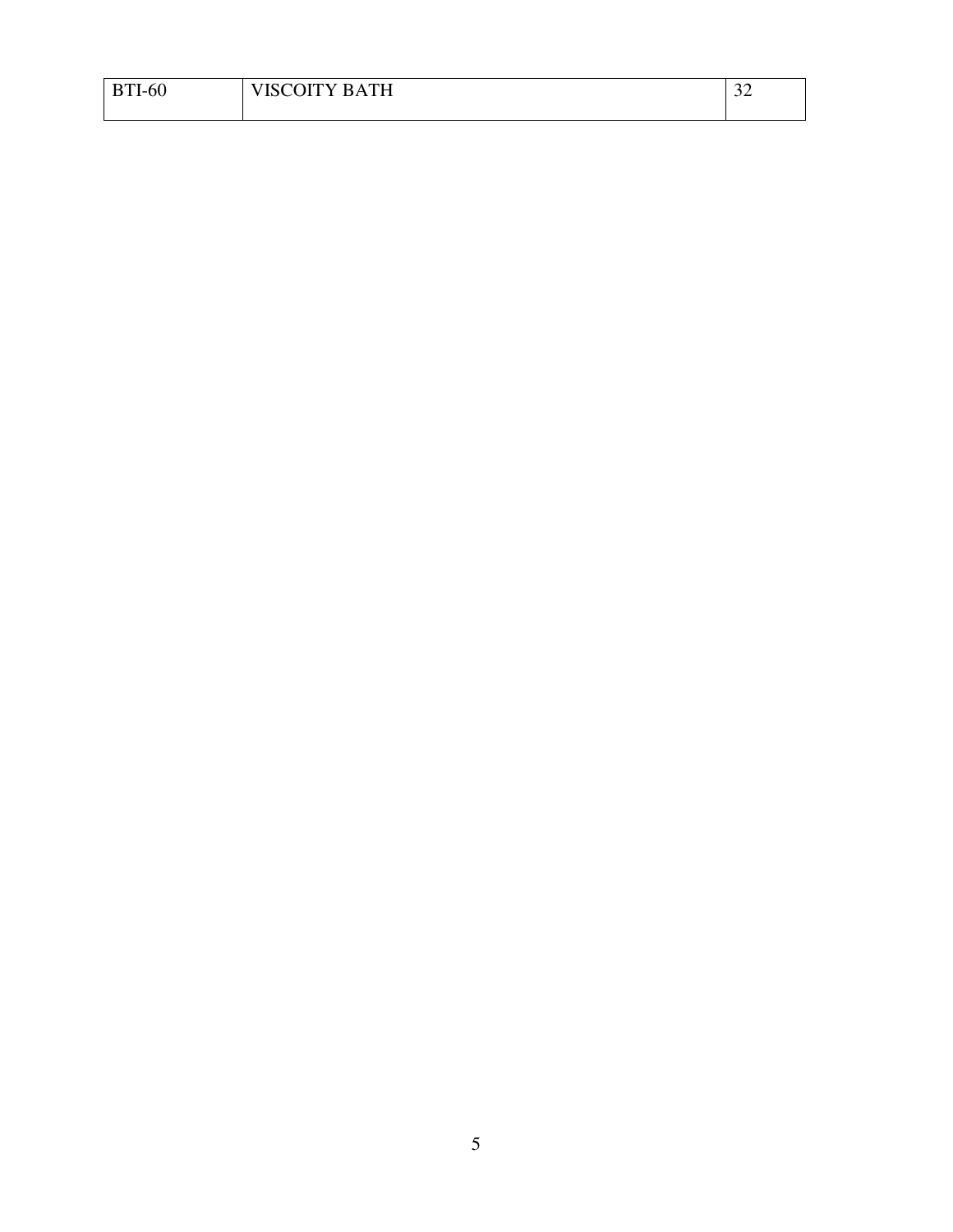| BTI-60 | VISCOITY BATH | 32 |
| --- | --- | --- |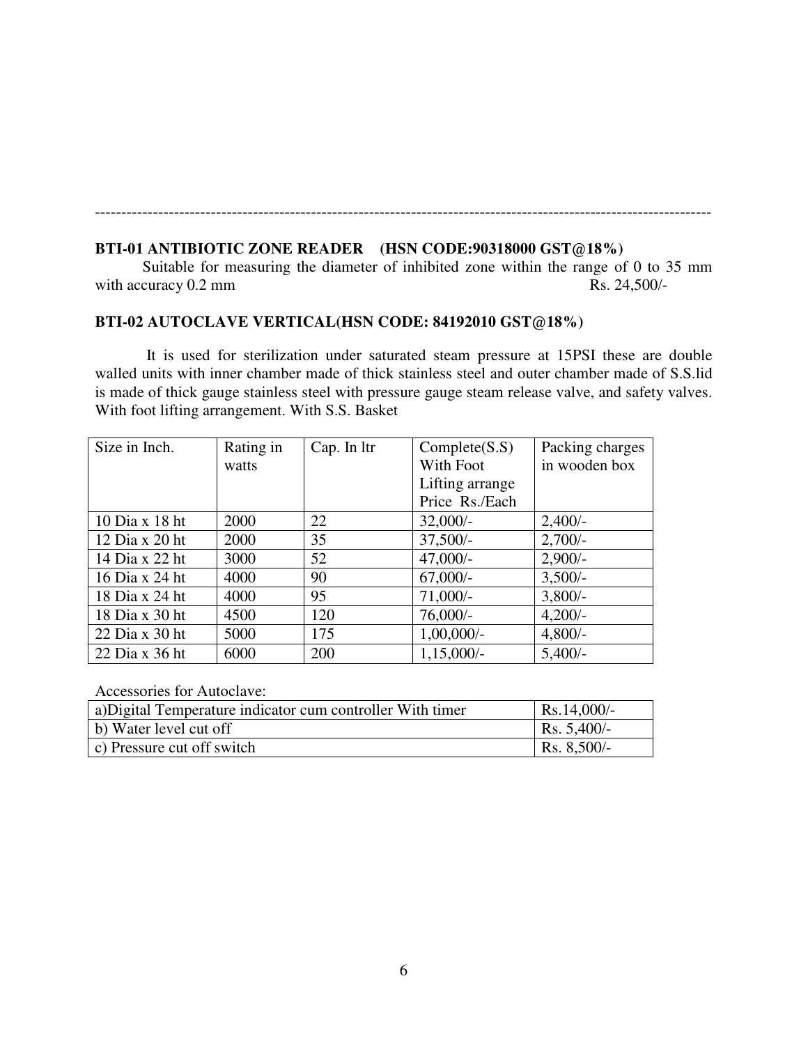---

**BTI-01 ANTIBIOTIC ZONE READER (HSN CODE:90318000 GST@18%)**

Suitable for measuring the diameter of inhibited zone within the range of 0 to 35 mm with accuracy 0.2 mm Rs. 24,500/-

**BTI-02 AUTOCLAVE VERTICAL(HSN CODE: 84192010 GST@18%)**

It is used for sterilization under saturated steam pressure at 15PSI these are double walled units with inner chamber made of thick stainless steel and outer chamber made of S.S.lid is made of thick gauge stainless steel with pressure gauge steam release valve, and safety valves. With foot lifting arrangement. With S.S. Basket

| Size in Inch. | Rating in watts | Cap. In ltr | Complete(S.S) With Foot Lifting arrange Price Rs./Each | Packing charges in wooden box |
|---|---|---|---|---|
| 10 Dia x 18 ht | 2000 | 22 | 32,000/- | 2,400/- |
| 12 Dia x 20 ht | 2000 | 35 | 37,500/- | 2,700/- |
| 14 Dia x 22 ht | 3000 | 52 | 47,000/- | 2,900/- |
| 16 Dia x 24 ht | 4000 | 90 | 67,000/- | 3,500/- |
| 18 Dia x 24 ht | 4000 | 95 | 71,000/- | 3,800/- |
| 18 Dia x 30 ht | 4500 | 120 | 76,000/- | 4,200/- |
| 22 Dia x 30 ht | 5000 | 175 | 1,00,000/- | 4,800/- |
| 22 Dia x 36 ht | 6000 | 200 | 1,15,000/- | 5,400/- |

Accessories for Autoclave:

| | |
|---|---|
| a)Digital Temperature indicator cum controller With timer | Rs.14,000/- |
| b) Water level cut off | Rs. 5,400/- |
| c) Pressure cut off switch | Rs. 8,500/- |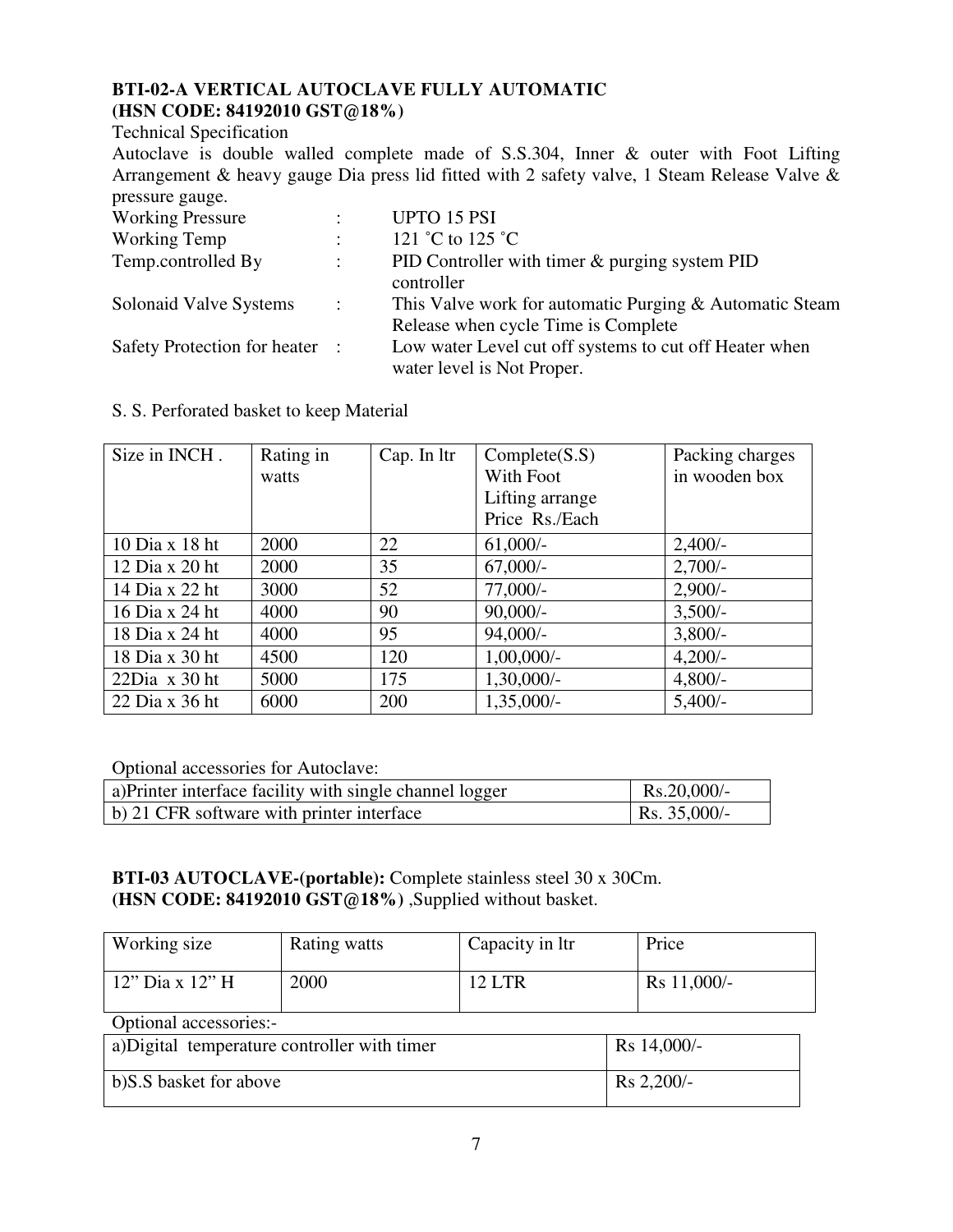**BTI-02-A VERTICAL AUTOCLAVE FULLY AUTOMATIC**
**(HSN CODE: 84192010 GST@18%)**

Technical Specification

Autoclave is double walled complete made of S.S.304, Inner & outer with Foot Lifting Arrangement & heavy gauge Dia press lid fitted with 2 safety valve, 1 Steam Release Valve & pressure gauge.

| | | |
|---|---|---|
| Working Pressure | : | UPTO 15 PSI |
| Working Temp | : | 121 ˚C to 125 ˚C |
| Temp.controlled By | : | PID Controller with timer & purging system PID controller |
| Solonaid Valve Systems | : | This Valve work for automatic Purging & Automatic Steam Release when cycle Time is Complete |
| Safety Protection for heater | : | Low water Level cut off systems to cut off Heater when water level is Not Proper. |

S. S. Perforated basket to keep Material

| Size in INCH . | Rating in watts | Cap. In ltr | Complete(S.S) With Foot Lifting arrange Price Rs./Each | Packing charges in wooden box |
|---|---|---|---|---|
| 10 Dia x 18 ht | 2000 | 22 | 61,000/- | 2,400/- |
| 12 Dia x 20 ht | 2000 | 35 | 67,000/- | 2,700/- |
| 14 Dia x 22 ht | 3000 | 52 | 77,000/- | 2,900/- |
| 16 Dia x 24 ht | 4000 | 90 | 90,000/- | 3,500/- |
| 18 Dia x 24 ht | 4000 | 95 | 94,000/- | 3,800/- |
| 18 Dia x 30 ht | 4500 | 120 | 1,00,000/- | 4,200/- |
| 22Dia x 30 ht | 5000 | 175 | 1,30,000/- | 4,800/- |
| 22 Dia x 36 ht | 6000 | 200 | 1,35,000/- | 5,400/- |

Optional accessories for Autoclave:

| | |
|---|---|
| a)Printer interface facility with single channel logger | Rs.20,000/- |
| b) 21 CFR software with printer interface | Rs. 35,000/- |

**BTI-03 AUTOCLAVE-(portable):** Complete stainless steel 30 x 30Cm.
**(HSN CODE: 84192010 GST@18%)** ,Supplied without basket.

| Working size | Rating watts | Capacity in ltr | Price |
|---|---|---|---|
| 12" Dia x 12" H | 2000 | 12 LTR | Rs 11,000/- |

Optional accessories:-

| | |
|---|---|
| a)Digital temperature controller with timer | Rs 14,000/- |
| b)S.S basket for above | Rs 2,200/- |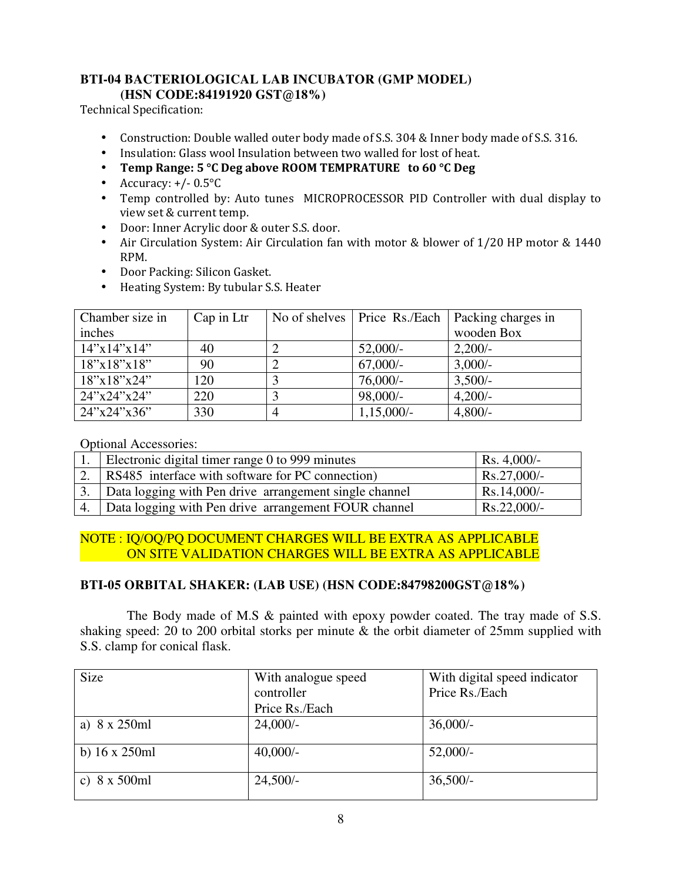### BTI-04 BACTERIOLOGICAL LAB INCUBATOR (GMP MODEL) (HSN CODE:84191920 GST@18%)

Technical Specification:

- Construction: Double walled outer body made of S.S. 304 & Inner body made of S.S. 316.
- Insulation: Glass wool Insulation between two walled for lost of heat.
- **Temp Range: 5 °C Deg above ROOM TEMPRATURE to 60 °C Deg**
- Accuracy: +/- 0.5°C
- Temp controlled by: Auto tunes MICROPROCESSOR PID Controller with dual display to view set & current temp.
- Door: Inner Acrylic door & outer S.S. door.
- Air Circulation System: Air Circulation fan with motor & blower of 1/20 HP motor & 1440 RPM.
- Door Packing: Silicon Gasket.
- Heating System: By tubular S.S. Heater

| Chamber size in inches | Cap in Ltr | No of shelves | Price Rs./Each | Packing charges in wooden Box |
|---|---|---|---|---|
| 14"x14"x14" | 40 | 2 | 52,000/- | 2,200/- |
| 18"x18"x18" | 90 | 2 | 67,000/- | 3,000/- |
| 18"x18"x24" | 120 | 3 | 76,000/- | 3,500/- |
| 24"x24"x24" | 220 | 3 | 98,000/- | 4,200/- |
| 24"x24"x36" | 330 | 4 | 1,15,000/- | 4,800/- |

Optional Accessories:

| | | |
|---|---|---|
| 1. | Electronic digital timer range 0 to 999 minutes | Rs. 4,000/- |
| 2. | RS485 interface with software for PC connection) | Rs.27,000/- |
| 3. | Data logging with Pen drive arrangement single channel | Rs.14,000/- |
| 4. | Data logging with Pen drive arrangement FOUR channel | Rs.22,000/- |

NOTE : IQ/OQ/PQ DOCUMENT CHARGES WILL BE EXTRA AS APPLICABLE
ON SITE VALIDATION CHARGES WILL BE EXTRA AS APPLICABLE

### BTI-05 ORBITAL SHAKER: (LAB USE) (HSN CODE:84798200GST@18%)

The Body made of M.S & painted with epoxy powder coated. The tray made of S.S. shaking speed: 20 to 200 orbital storks per minute & the orbit diameter of 25mm supplied with S.S. clamp for conical flask.

| Size | With analogue speed controller Price Rs./Each | With digital speed indicator Price Rs./Each |
|---|---|---|
| a) 8 x 250ml | 24,000/- | 36,000/- |
| b) 16 x 250ml | 40,000/- | 52,000/- |
| c) 8 x 500ml | 24,500/- | 36,500/- |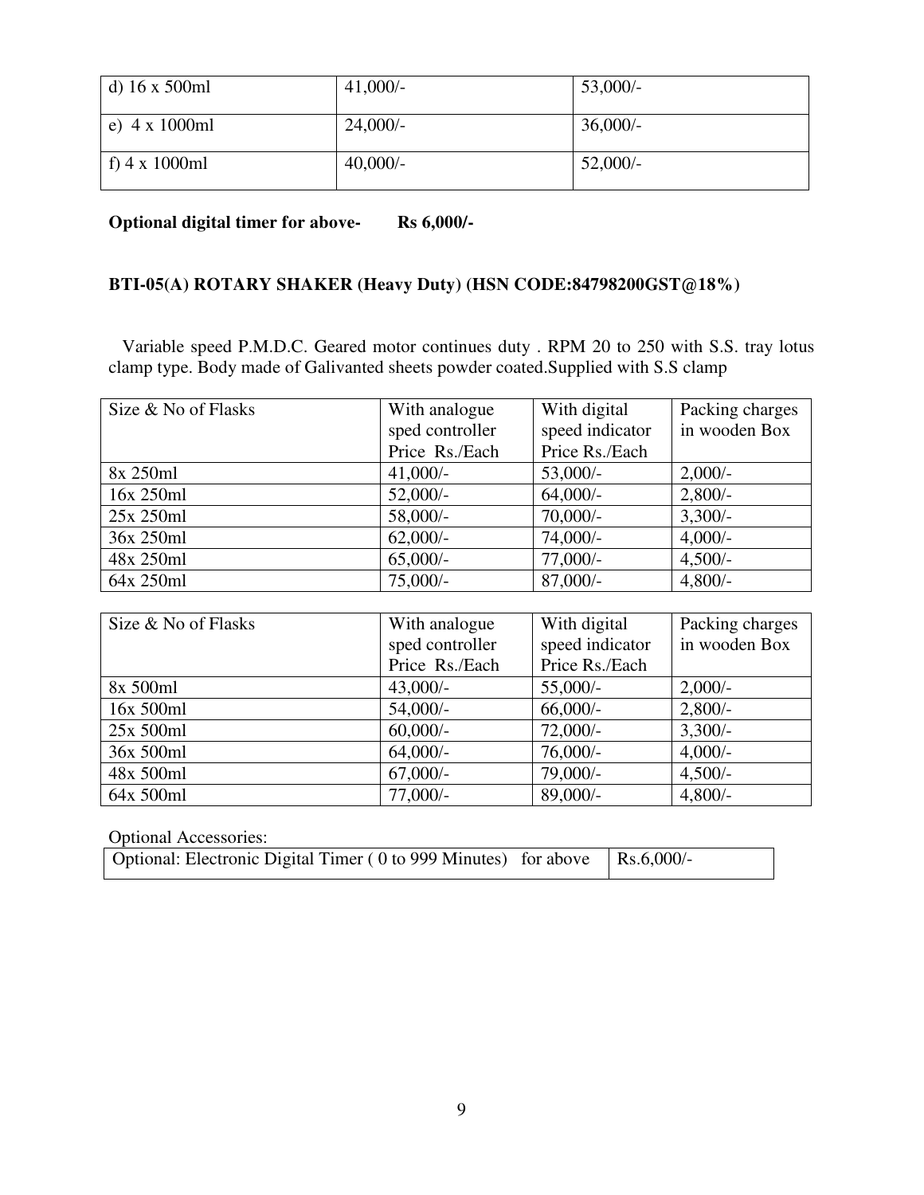| d) 16 x 500ml | 41,000/- | 53,000/- |
| --- | --- | --- |
| e) 4 x 1000ml | 24,000/- | 36,000/- |
| f) 4 x 1000ml | 40,000/- | 52,000/- |

**Optional digital timer for above- Rs 6,000/-**

**BTI-05(A) ROTARY SHAKER (Heavy Duty) (HSN CODE:84798200GST@18%)**

Variable speed P.M.D.C. Geared motor continues duty . RPM 20 to 250 with S.S. tray lotus clamp type. Body made of Galivanted sheets powder coated.Supplied with S.S clamp

| Size & No of Flasks | With analogue sped controller Price Rs./Each | With digital speed indicator Price Rs./Each | Packing charges in wooden Box |
| --- | --- | --- | --- |
| 8x 250ml | 41,000/- | 53,000/- | 2,000/- |
| 16x 250ml | 52,000/- | 64,000/- | 2,800/- |
| 25x 250ml | 58,000/- | 70,000/- | 3,300/- |
| 36x 250ml | 62,000/- | 74,000/- | 4,000/- |
| 48x 250ml | 65,000/- | 77,000/- | 4,500/- |
| 64x 250ml | 75,000/- | 87,000/- | 4,800/- |

| Size & No of Flasks | With analogue sped controller Price Rs./Each | With digital speed indicator Price Rs./Each | Packing charges in wooden Box |
| --- | --- | --- | --- |
| 8x 500ml | 43,000/- | 55,000/- | 2,000/- |
| 16x 500ml | 54,000/- | 66,000/- | 2,800/- |
| 25x 500ml | 60,000/- | 72,000/- | 3,300/- |
| 36x 500ml | 64,000/- | 76,000/- | 4,000/- |
| 48x 500ml | 67,000/- | 79,000/- | 4,500/- |
| 64x 500ml | 77,000/- | 89,000/- | 4,800/- |

Optional Accessories:

| Optional: Electronic Digital Timer ( 0 to 999 Minutes) for above | Rs.6,000/- |
| --- | --- |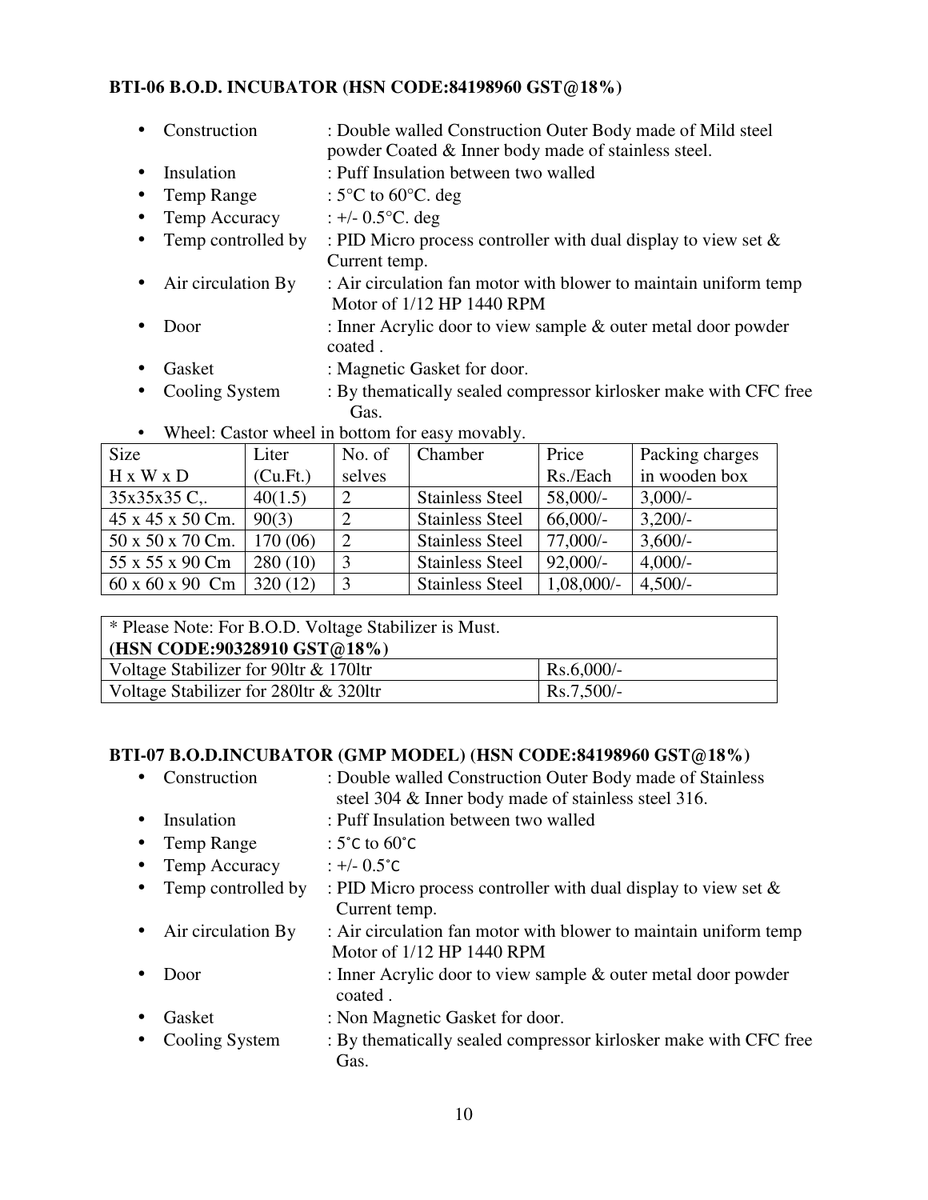**BTI-06 B.O.D. INCUBATOR (HSN CODE:84198960 GST@18%)**

- Construction : Double walled Construction Outer Body made of Mild steel powder Coated & Inner body made of stainless steel.
- Insulation : Puff Insulation between two walled
- Temp Range : 5°C to 60°C. deg
- Temp Accuracy : +/- 0.5°C. deg
- Temp controlled by : PID Micro process controller with dual display to view set & Current temp.
- Air circulation By : Air circulation fan motor with blower to maintain uniform temp Motor of 1/12 HP 1440 RPM
- Door : Inner Acrylic door to view sample & outer metal door powder coated .
- Gasket : Magnetic Gasket for door.
- Cooling System : By thematically sealed compressor kirlosker make with CFC free Gas.
- Wheel: Castor wheel in bottom for easy movably.

| Size H x W x D | Liter (Cu.Ft.) | No. of selves | Chamber | Price Rs./Each | Packing charges in wooden box |
|---|---|---|---|---|---|
| 35x35x35 C,. | 40(1.5) | 2 | Stainless Steel | 58,000/- | 3,000/- |
| 45 x 45 x 50 Cm. | 90(3) | 2 | Stainless Steel | 66,000/- | 3,200/- |
| 50 x 50 x 70 Cm. | 170 (06) | 2 | Stainless Steel | 77,000/- | 3,600/- |
| 55 x 55 x 90 Cm | 280 (10) | 3 | Stainless Steel | 92,000/- | 4,000/- |
| 60 x 60 x 90 Cm | 320 (12) | 3 | Stainless Steel | 1,08,000/- | 4,500/- |

| * Please Note: For B.O.D. Voltage Stabilizer is Must. **(HSN CODE:90328910 GST@18%)** | |
|---|---|
| Voltage Stabilizer for 90ltr & 170ltr | Rs.6,000/- |
| Voltage Stabilizer for 280ltr & 320ltr | Rs.7,500/- |

**BTI-07 B.O.D.INCUBATOR (GMP MODEL) (HSN CODE:84198960 GST@18%)**

- Construction : Double walled Construction Outer Body made of Stainless steel 304 & Inner body made of stainless steel 316.
- Insulation : Puff Insulation between two walled
- Temp Range : 5˚C to 60˚C
- Temp Accuracy : +/- 0.5˚C
- Temp controlled by : PID Micro process controller with dual display to view set & Current temp.
- Air circulation By : Air circulation fan motor with blower to maintain uniform temp Motor of 1/12 HP 1440 RPM
- Door : Inner Acrylic door to view sample & outer metal door powder coated .
- Gasket : Non Magnetic Gasket for door.
- Cooling System : By thematically sealed compressor kirlosker make with CFC free Gas.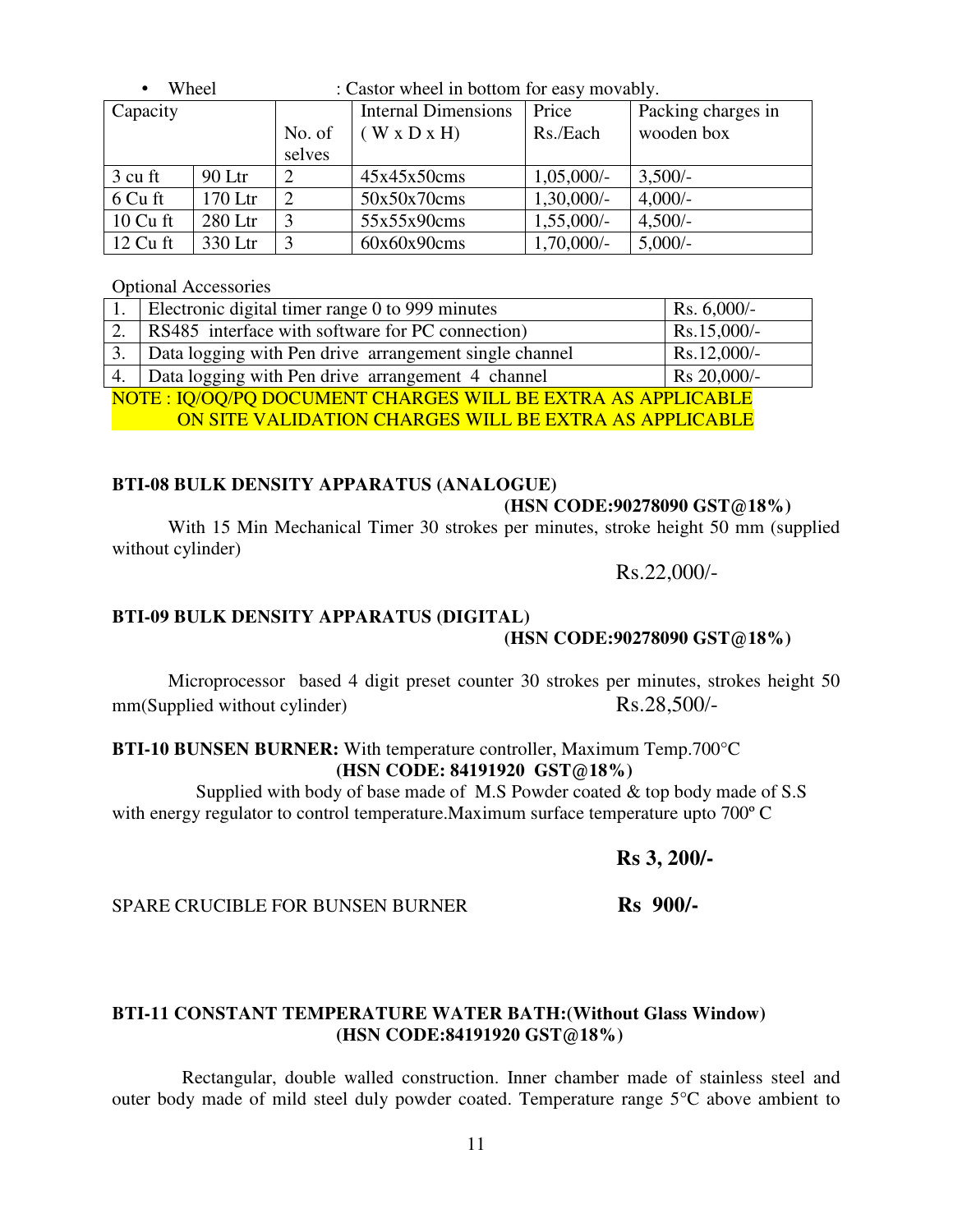- Wheel : Castor wheel in bottom for easy movably.

| Capacity | | No. of selves | Internal Dimensions ( W x D x H) | Price Rs./Each | Packing charges in wooden box |
|---|---|---|---|---|---|
| 3 cu ft | 90 Ltr | 2 | 45x45x50cms | 1,05,000/- | 3,500/- |
| 6 Cu ft | 170 Ltr | 2 | 50x50x70cms | 1,30,000/- | 4,000/- |
| 10 Cu ft | 280 Ltr | 3 | 55x55x90cms | 1,55,000/- | 4,500/- |
| 12 Cu ft | 330 Ltr | 3 | 60x60x90cms | 1,70,000/- | 5,000/- |

Optional Accessories

| | | |
|---|---|---|
| 1. | Electronic digital timer range 0 to 999 minutes | Rs. 6,000/- |
| 2. | RS485 interface with software for PC connection) | Rs.15,000/- |
| 3. | Data logging with Pen drive arrangement single channel | Rs.12,000/- |
| 4. | Data logging with Pen drive arrangement 4 channel | Rs 20,000/- |

NOTE : IQ/OQ/PQ DOCUMENT CHARGES WILL BE EXTRA AS APPLICABLE
ON SITE VALIDATION CHARGES WILL BE EXTRA AS APPLICABLE

**BTI-08 BULK DENSITY APPARATUS (ANALOGUE)**
**(HSN CODE:90278090 GST@18%)**

With 15 Min Mechanical Timer 30 strokes per minutes, stroke height 50 mm (supplied without cylinder)

Rs.22,000/-

**BTI-09 BULK DENSITY APPARATUS (DIGITAL)**
**(HSN CODE:90278090 GST@18%)**

Microprocessor based 4 digit preset counter 30 strokes per minutes, strokes height 50 mm(Supplied without cylinder) Rs.28,500/-

**BTI-10 BUNSEN BURNER:** With temperature controller, Maximum Temp.700°C
**(HSN CODE: 84191920 GST@18%)**

Supplied with body of base made of M.S Powder coated & top body made of S.S with energy regulator to control temperature.Maximum surface temperature upto 700º C

**Rs 3, 200/-**

SPARE CRUCIBLE FOR BUNSEN BURNER **Rs 900/-**

**BTI-11 CONSTANT TEMPERATURE WATER BATH:(Without Glass Window)**
**(HSN CODE:84191920 GST@18%)**

Rectangular, double walled construction. Inner chamber made of stainless steel and outer body made of mild steel duly powder coated. Temperature range 5°C above ambient to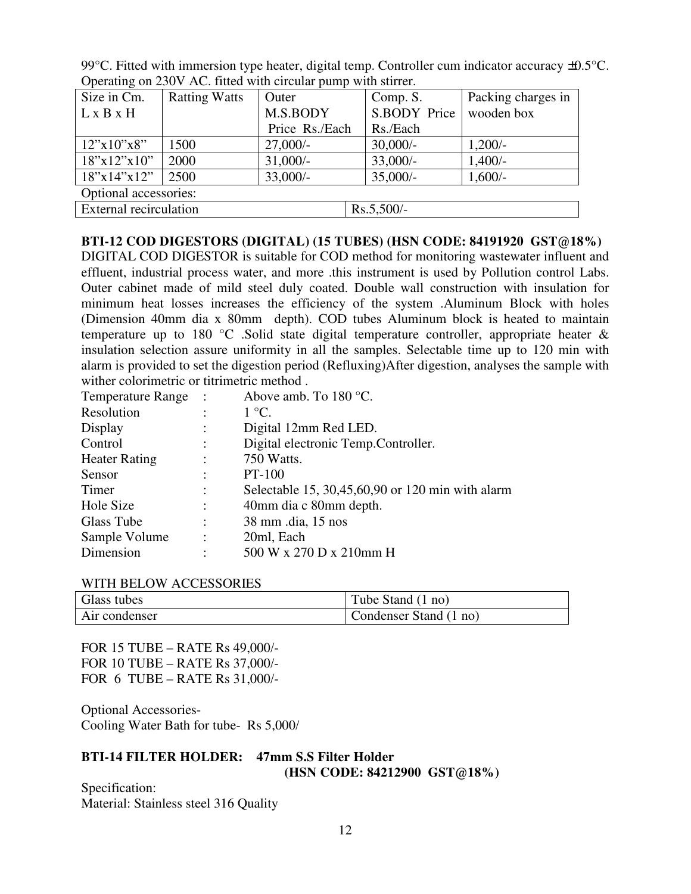99°C. Fitted with immersion type heater, digital temp. Controller cum indicator accuracy ±0.5°C. Operating on 230V AC. fitted with circular pump with stirrer.

| Size in Cm. L x B x H | Ratting Watts | Outer M.S.BODY Price Rs./Each | Comp. S. S.BODY Price Rs./Each | Packing charges in wooden box |
|---|---|---|---|---|
| 12"x10"x8" | 1500 | 27,000/- | 30,000/- | 1,200/- |
| 18"x12"x10" | 2000 | 31,000/- | 33,000/- | 1,400/- |
| 18"x14"x12" | 2500 | 33,000/- | 35,000/- | 1,600/- |
| Optional accessories: | | | | |
| External recirculation | | | Rs.5,500/- | |

**BTI-12 COD DIGESTORS (DIGITAL) (15 TUBES) (HSN CODE: 84191920 GST@18%)**

DIGITAL COD DIGESTOR is suitable for COD method for monitoring wastewater influent and effluent, industrial process water, and more .this instrument is used by Pollution control Labs. Outer cabinet made of mild steel duly coated. Double wall construction with insulation for minimum heat losses increases the efficiency of the system .Aluminum Block with holes (Dimension 40mm dia x 80mm depth). COD tubes Aluminum block is heated to maintain temperature up to 180 °C .Solid state digital temperature controller, appropriate heater & insulation selection assure uniformity in all the samples. Selectable time up to 120 min with alarm is provided to set the digestion period (Refluxing)After digestion, analyses the sample with wither colorimetric or titrimetric method .

| | | |
|---|---|---|
| Temperature Range | : | Above amb. To 180 °C. |
| Resolution | : | 1 °C. |
| Display | : | Digital 12mm Red LED. |
| Control | : | Digital electronic Temp.Controller. |
| Heater Rating | : | 750 Watts. |
| Sensor | : | PT-100 |
| Timer | : | Selectable 15, 30,45,60,90 or 120 min with alarm |
| Hole Size | : | 40mm dia c 80mm depth. |
| Glass Tube | : | 38 mm .dia, 15 nos |
| Sample Volume | : | 20ml, Each |
| Dimension | : | 500 W x 270 D x 210mm H |

WITH BELOW ACCESSORIES

| | |
|---|---|
| Glass tubes | Tube Stand (1 no) |
| Air condenser | Condenser Stand (1 no) |

FOR 15 TUBE – RATE Rs 49,000/-
FOR 10 TUBE – RATE Rs 37,000/-
FOR 6 TUBE – RATE Rs 31,000/-

Optional Accessories-
Cooling Water Bath for tube- Rs 5,000/

**BTI-14 FILTER HOLDER: 47mm S.S Filter Holder (HSN CODE: 84212900 GST@18%)**

Specification:
Material: Stainless steel 316 Quality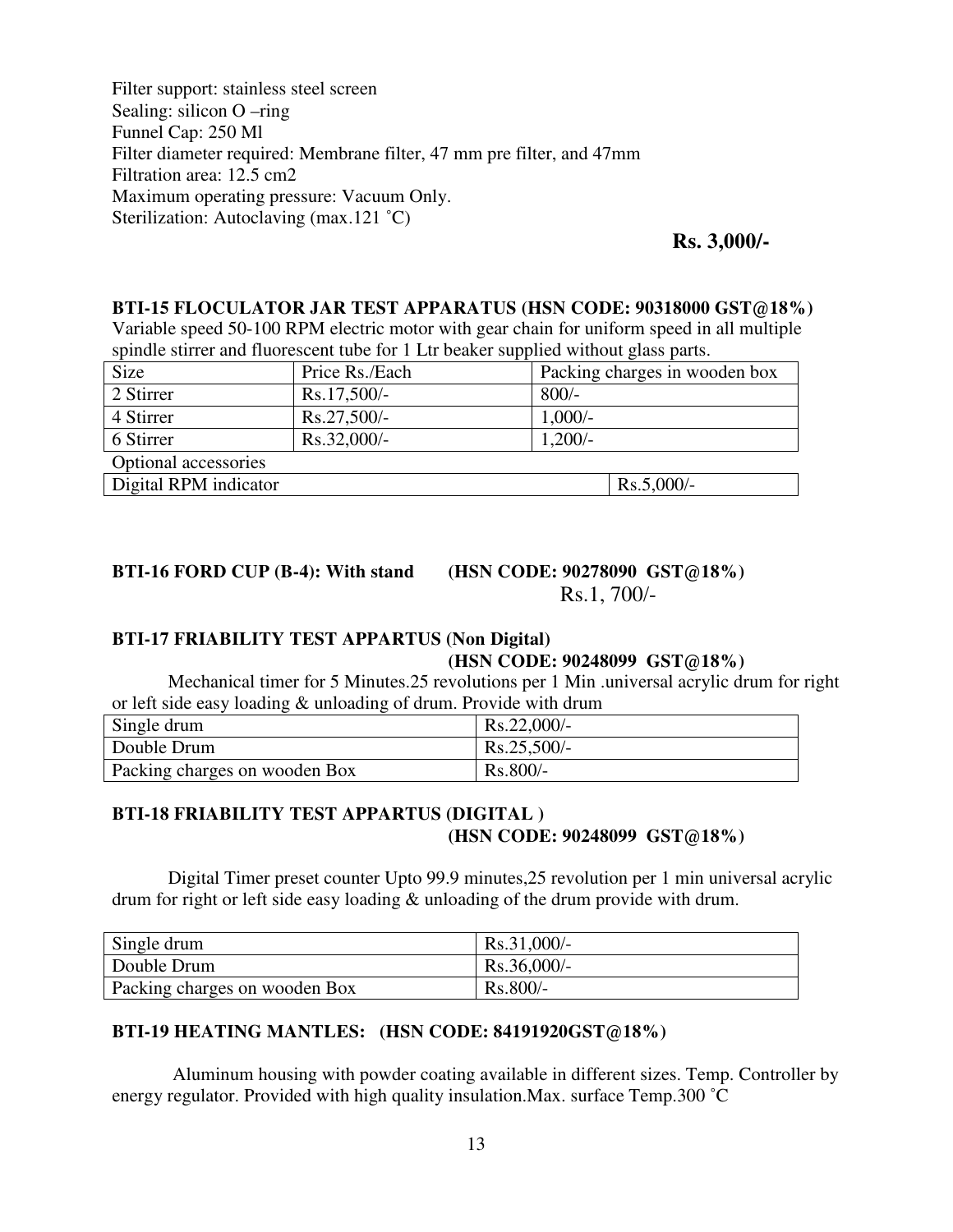Filter support: stainless steel screen
Sealing: silicon O –ring
Funnel Cap: 250 Ml
Filter diameter required: Membrane filter, 47 mm pre filter, and 47mm
Filtration area: 12.5 cm2
Maximum operating pressure: Vacuum Only.
Sterilization: Autoclaving (max.121 ˚C)

**Rs. 3,000/-**

**BTI-15 FLOCULATOR JAR TEST APPARATUS (HSN CODE: 90318000 GST@18%)**

Variable speed 50-100 RPM electric motor with gear chain for uniform speed in all multiple spindle stirrer and fluorescent tube for 1 Ltr beaker supplied without glass parts.

| Size | Price Rs./Each | Packing charges in wooden box |
|---|---|---|
| 2 Stirrer | Rs.17,500/- | 800/- |
| 4 Stirrer | Rs.27,500/- | 1,000/- |
| 6 Stirrer | Rs.32,000/- | 1,200/- |
| Optional accessories | | |
| Digital RPM indicator | | Rs.5,000/- |

**BTI-16 FORD CUP (B-4): With stand (HSN CODE: 90278090 GST@18%)**

Rs.1, 700/-

**BTI-17 FRIABILITY TEST APPARTUS (Non Digital)**
**(HSN CODE: 90248099 GST@18%)**

Mechanical timer for 5 Minutes.25 revolutions per 1 Min .universal acrylic drum for right or left side easy loading & unloading of drum. Provide with drum

| Single drum | Rs.22,000/- |
|---|---|
| Double Drum | Rs.25,500/- |
| Packing charges on wooden Box | Rs.800/- |

**BTI-18 FRIABILITY TEST APPARTUS (DIGITAL )**
**(HSN CODE: 90248099 GST@18%)**

Digital Timer preset counter Upto 99.9 minutes,25 revolution per 1 min universal acrylic drum for right or left side easy loading & unloading of the drum provide with drum.

| Single drum | Rs.31,000/- |
|---|---|
| Double Drum | Rs.36,000/- |
| Packing charges on wooden Box | Rs.800/- |

**BTI-19 HEATING MANTLES: (HSN CODE: 84191920GST@18%)**

Aluminum housing with powder coating available in different sizes. Temp. Controller by energy regulator. Provided with high quality insulation.Max. surface Temp.300 ˚C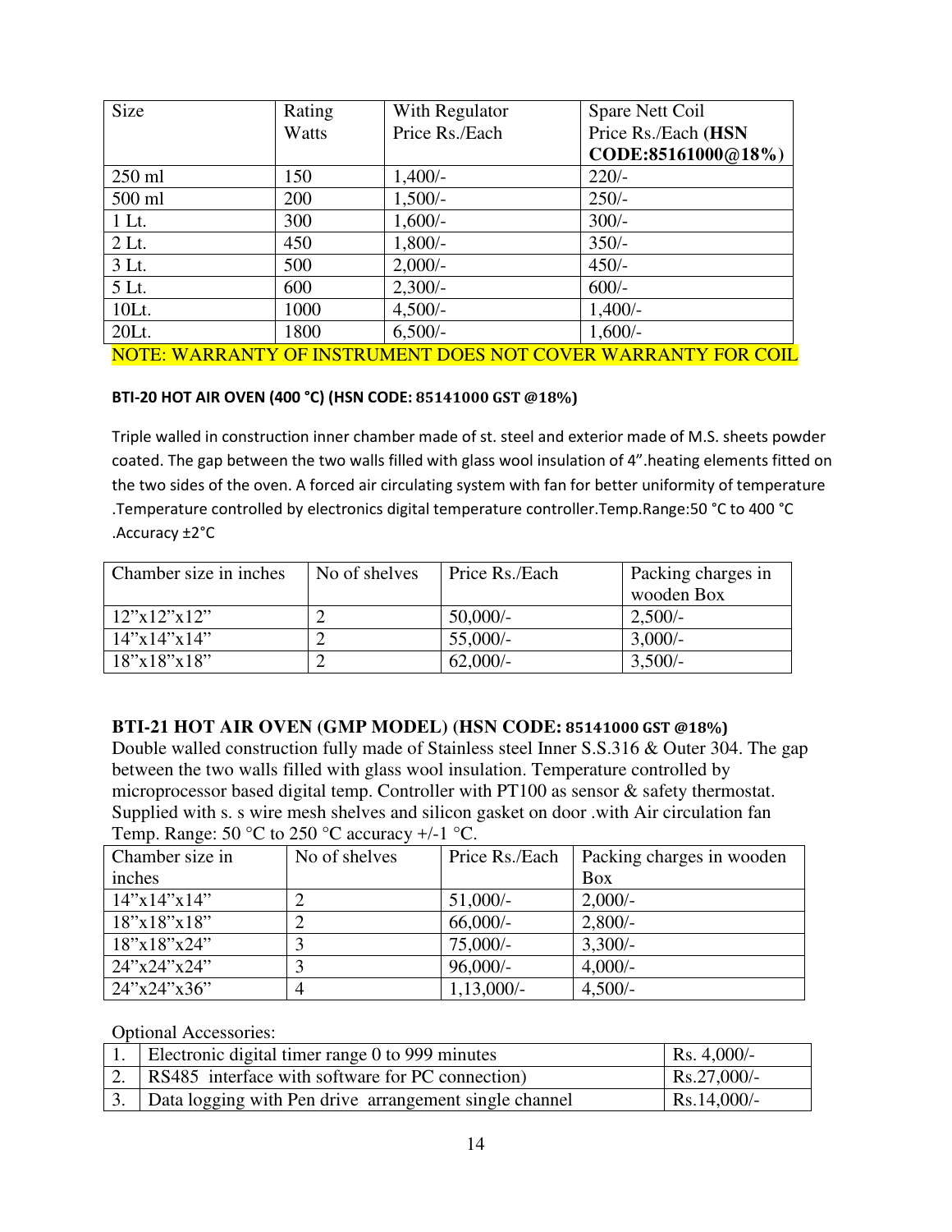| Size | Rating Watts | With Regulator Price Rs./Each | Spare Nett Coil Price Rs./Each (**HSN CODE:85161000@18%**) |
|---|---|---|---|
| 250 ml | 150 | 1,400/- | 220/- |
| 500 ml | 200 | 1,500/- | 250/- |
| 1 Lt. | 300 | 1,600/- | 300/- |
| 2 Lt. | 450 | 1,800/- | 350/- |
| 3 Lt. | 500 | 2,000/- | 450/- |
| 5 Lt. | 600 | 2,300/- | 600/- |
| 10Lt. | 1000 | 4,500/- | 1,400/- |
| 20Lt. | 1800 | 6,500/- | 1,600/- |

NOTE: WARRANTY OF INSTRUMENT DOES NOT COVER WARRANTY FOR COIL

**BTI-20 HOT AIR OVEN (400 °C) (HSN CODE: 85141000 GST @18%)**

Triple walled in construction inner chamber made of st. steel and exterior made of M.S. sheets powder coated. The gap between the two walls filled with glass wool insulation of 4".heating elements fitted on the two sides of the oven. A forced air circulating system with fan for better uniformity of temperature .Temperature controlled by electronics digital temperature controller.Temp.Range:50 °C to 400 °C .Accuracy ±2°C

| Chamber size in inches | No of shelves | Price Rs./Each | Packing charges in wooden Box |
|---|---|---|---|
| 12"x12"x12" | 2 | 50,000/- | 2,500/- |
| 14"x14"x14" | 2 | 55,000/- | 3,000/- |
| 18"x18"x18" | 2 | 62,000/- | 3,500/- |

**BTI-21 HOT AIR OVEN (GMP MODEL) (HSN CODE: 85141000 GST @18%)**

Double walled construction fully made of Stainless steel Inner S.S.316 & Outer 304. The gap between the two walls filled with glass wool insulation. Temperature controlled by microprocessor based digital temp. Controller with PT100 as sensor & safety thermostat. Supplied with s. s wire mesh shelves and silicon gasket on door .with Air circulation fan Temp. Range: 50 °C to 250 °C accuracy +/-1 °C.

| Chamber size in inches | No of shelves | Price Rs./Each | Packing charges in wooden Box |
|---|---|---|---|
| 14"x14"x14" | 2 | 51,000/- | 2,000/- |
| 18"x18"x18" | 2 | 66,000/- | 2,800/- |
| 18"x18"x24" | 3 | 75,000/- | 3,300/- |
| 24"x24"x24" | 3 | 96,000/- | 4,000/- |
| 24"x24"x36" | 4 | 1,13,000/- | 4,500/- |

Optional Accessories:

| | | |
|---|---|---|
| 1. | Electronic digital timer range 0 to 999 minutes | Rs. 4,000/- |
| 2. | RS485 interface with software for PC connection) | Rs.27,000/- |
| 3. | Data logging with Pen drive arrangement single channel | Rs.14,000/- |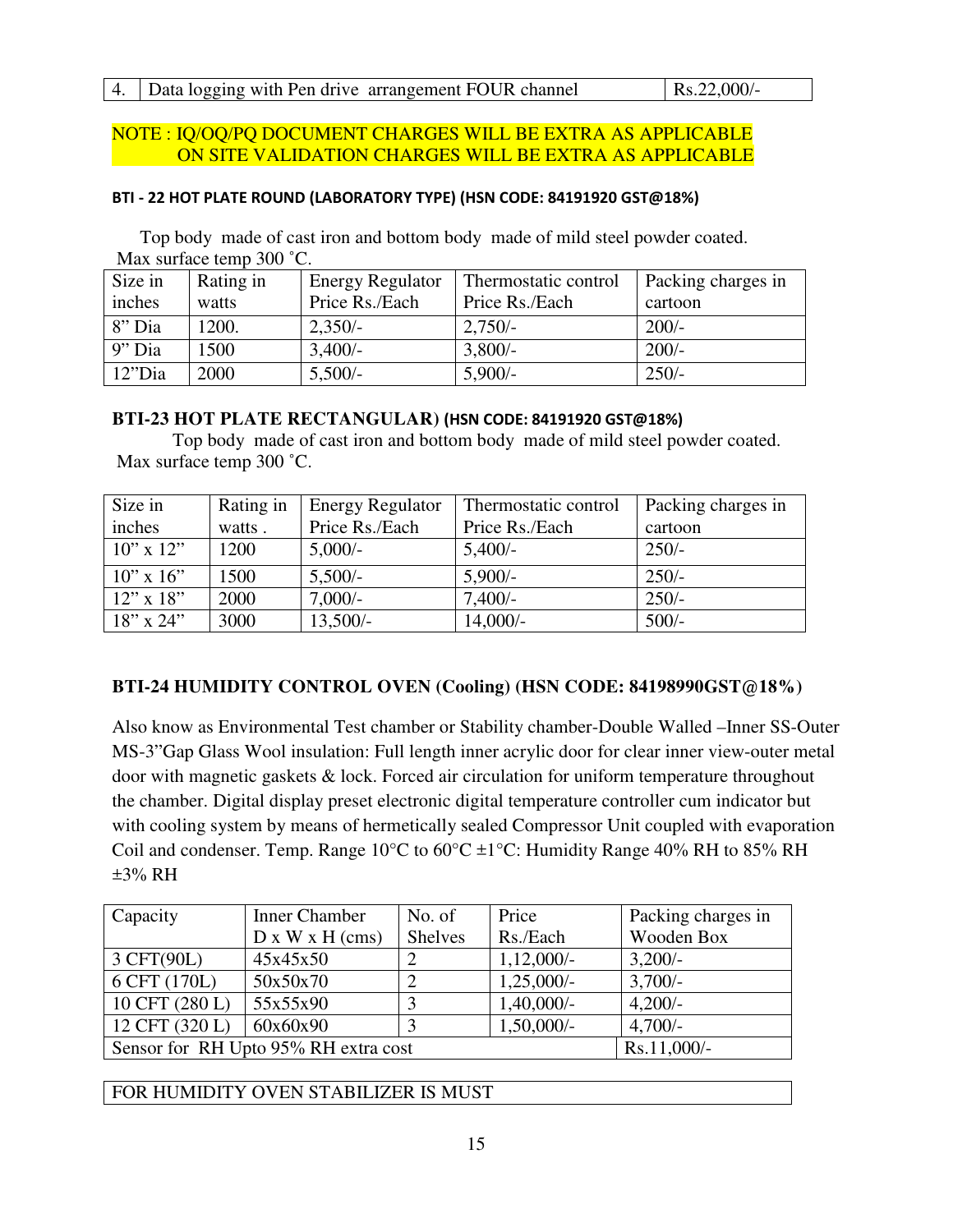| 4. | Data logging with Pen drive arrangement FOUR channel | Rs.22,000/- |
|---|---|---|

NOTE : IQ/OQ/PQ DOCUMENT CHARGES WILL BE EXTRA AS APPLICABLE
ON SITE VALIDATION CHARGES WILL BE EXTRA AS APPLICABLE

**BTI - 22 HOT PLATE ROUND (LABORATORY TYPE) (HSN CODE: 84191920 GST@18%)**

Top body made of cast iron and bottom body made of mild steel powder coated. Max surface temp 300 ˚C.

| Size in inches | Rating in watts | Energy Regulator Price Rs./Each | Thermostatic control Price Rs./Each | Packing charges in cartoon |
|---|---|---|---|---|
| 8" Dia | 1200. | 2,350/- | 2,750/- | 200/- |
| 9" Dia | 1500 | 3,400/- | 3,800/- | 200/- |
| 12"Dia | 2000 | 5,500/- | 5,900/- | 250/- |

**BTI-23 HOT PLATE RECTANGULAR) (HSN CODE: 84191920 GST@18%)**

Top body made of cast iron and bottom body made of mild steel powder coated. Max surface temp 300 ˚C.

| Size in inches | Rating in watts . | Energy Regulator Price Rs./Each | Thermostatic control Price Rs./Each | Packing charges in cartoon |
|---|---|---|---|---|
| 10" x 12" | 1200 | 5,000/- | 5,400/- | 250/- |
| 10" x 16" | 1500 | 5,500/- | 5,900/- | 250/- |
| 12" x 18" | 2000 | 7,000/- | 7,400/- | 250/- |
| 18" x 24" | 3000 | 13,500/- | 14,000/- | 500/- |

**BTI-24 HUMIDITY CONTROL OVEN (Cooling) (HSN CODE: 84198990GST@18%)**

Also know as Environmental Test chamber or Stability chamber-Double Walled –Inner SS-Outer MS-3"Gap Glass Wool insulation: Full length inner acrylic door for clear inner view-outer metal door with magnetic gaskets & lock. Forced air circulation for uniform temperature throughout the chamber. Digital display preset electronic digital temperature controller cum indicator but with cooling system by means of hermetically sealed Compressor Unit coupled with evaporation Coil and condenser. Temp. Range 10°C to 60°C ±1°C: Humidity Range 40% RH to 85% RH ±3% RH

| Capacity | Inner Chamber D x W x H (cms) | No. of Shelves | Price Rs./Each | Packing charges in Wooden Box |
|---|---|---|---|---|
| 3 CFT(90L) | 45x45x50 | 2 | 1,12,000/- | 3,200/- |
| 6 CFT (170L) | 50x50x70 | 2 | 1,25,000/- | 3,700/- |
| 10 CFT (280 L) | 55x55x90 | 3 | 1,40,000/- | 4,200/- |
| 12 CFT (320 L) | 60x60x90 | 3 | 1,50,000/- | 4,700/- |
| Sensor for RH Upto 95% RH extra cost | | | | Rs.11,000/- |

FOR HUMIDITY OVEN STABILIZER IS MUST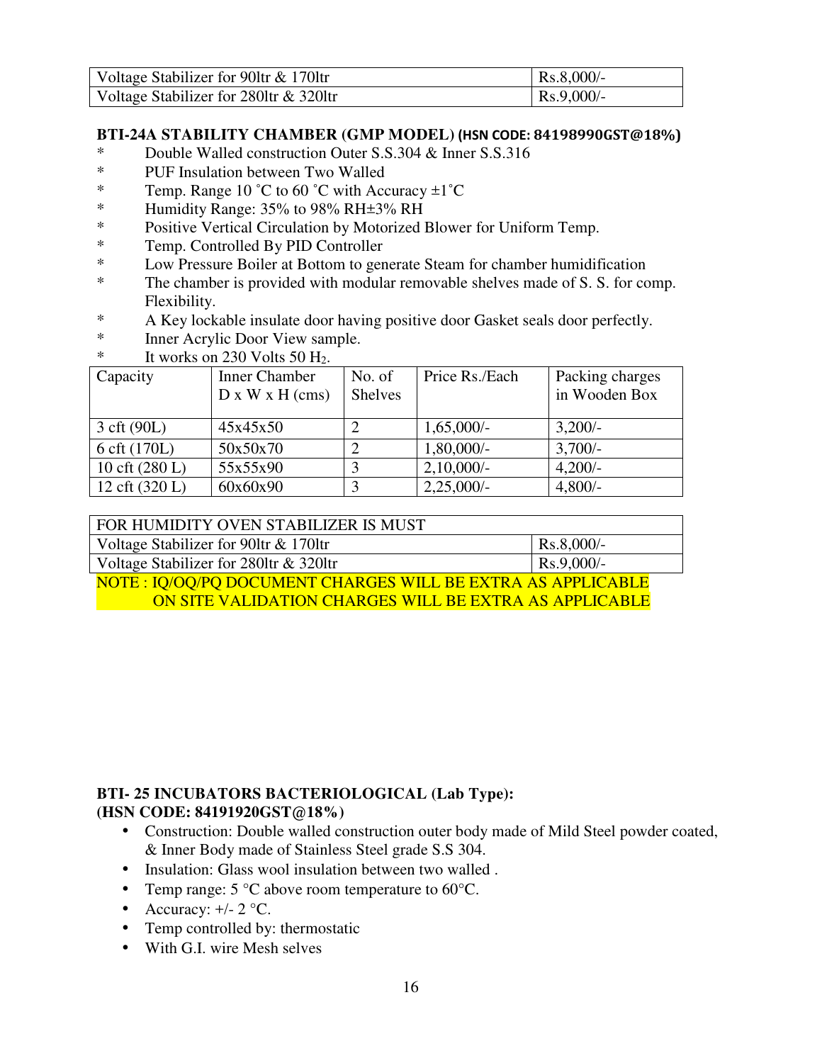| Voltage Stabilizer for 90ltr & 170ltr | Rs.8,000/- |
|---|---|
| Voltage Stabilizer for 280ltr & 320ltr | Rs.9,000/- |

**BTI-24A STABILITY CHAMBER (GMP MODEL) (HSN CODE: 84198990GST@18%)**

* Double Walled construction Outer S.S.304 & Inner S.S.316
* PUF Insulation between Two Walled
* Temp. Range 10 ˚C to 60 ˚C with Accuracy ±1˚C
* Humidity Range: 35% to 98% RH±3% RH
* Positive Vertical Circulation by Motorized Blower for Uniform Temp.
* Temp. Controlled By PID Controller
* Low Pressure Boiler at Bottom to generate Steam for chamber humidification
* The chamber is provided with modular removable shelves made of S. S. for comp. Flexibility.
* A Key lockable insulate door having positive door Gasket seals door perfectly.
* Inner Acrylic Door View sample.
* It works on 230 Volts 50 $H_2$.

| Capacity | Inner Chamber D x W x H (cms) | No. of Shelves | Price Rs./Each | Packing charges in Wooden Box |
|---|---|---|---|---|
| 3 cft (90L) | 45x45x50 | 2 | 1,65,000/- | 3,200/- |
| 6 cft (170L) | 50x50x70 | 2 | 1,80,000/- | 3,700/- |
| 10 cft (280 L) | 55x55x90 | 3 | 2,10,000/- | 4,200/- |
| 12 cft (320 L) | 60x60x90 | 3 | 2,25,000/- | 4,800/- |

| FOR HUMIDITY OVEN STABILIZER IS MUST | |
|---|---|
| Voltage Stabilizer for 90ltr & 170ltr | Rs.8,000/- |
| Voltage Stabilizer for 280ltr & 320ltr | Rs.9,000/- |

NOTE : IQ/OQ/PQ DOCUMENT CHARGES WILL BE EXTRA AS APPLICABLE
ON SITE VALIDATION CHARGES WILL BE EXTRA AS APPLICABLE

**BTI- 25 INCUBATORS BACTERIOLOGICAL (Lab Type):**
**(HSN CODE: 84191920GST@18%)**

- Construction: Double walled construction outer body made of Mild Steel powder coated, & Inner Body made of Stainless Steel grade S.S 304.
- Insulation: Glass wool insulation between two walled .
- Temp range: 5 °C above room temperature to 60°C.
- Accuracy: +/- 2 °C.
- Temp controlled by: thermostatic
- With G.I. wire Mesh selves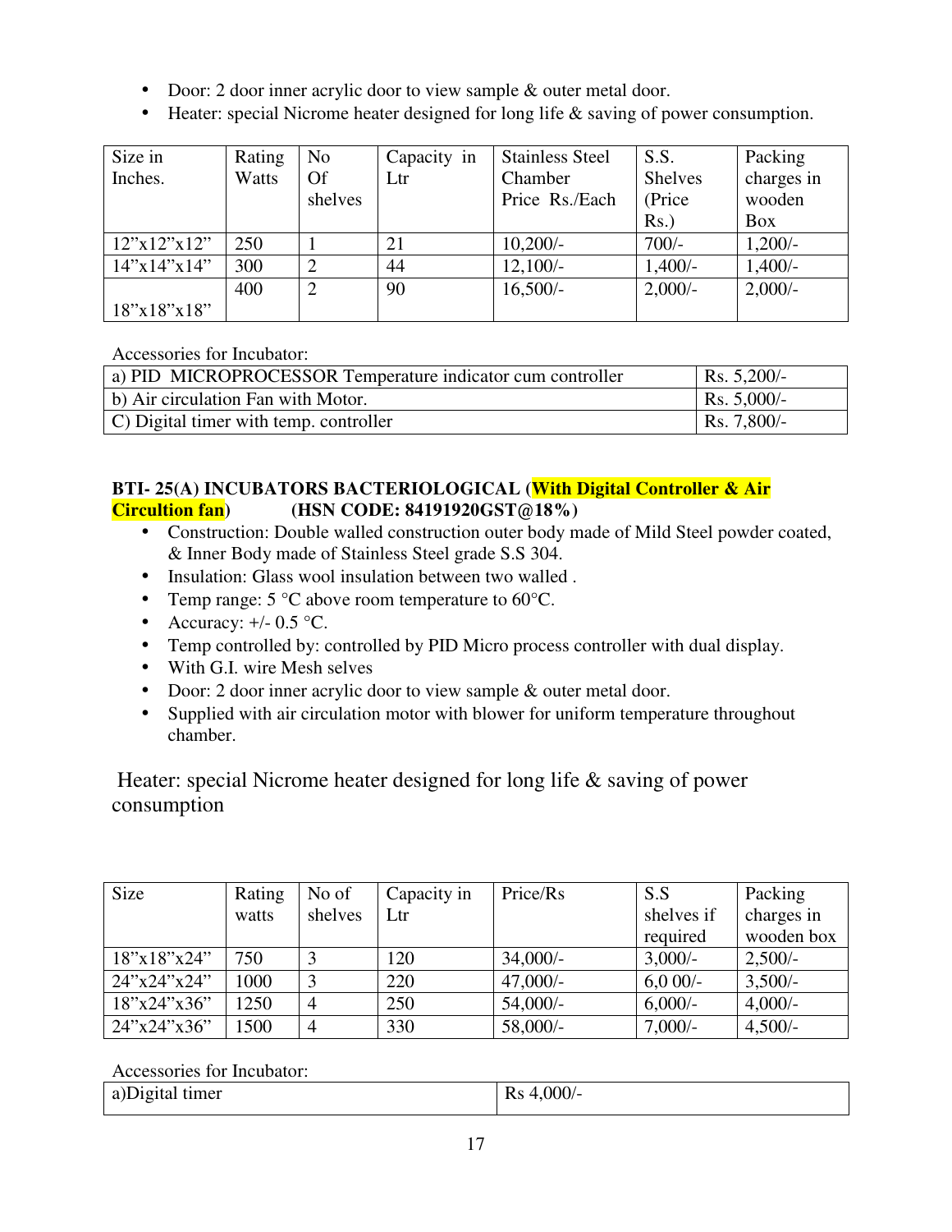- Door: 2 door inner acrylic door to view sample & outer metal door.
- Heater: special Nicrome heater designed for long life & saving of power consumption.

| Size in Inches. | Rating Watts | No Of shelves | Capacity in Ltr | Stainless Steel Chamber Price Rs./Each | S.S. Shelves (Price Rs.) | Packing charges in wooden Box |
|---|---|---|---|---|---|---|
| 12"x12"x12" | 250 | 1 | 21 | 10,200/- | 700/- | 1,200/- |
| 14"x14"x14" | 300 | 2 | 44 | 12,100/- | 1,400/- | 1,400/- |
| 18"x18"x18" | 400 | 2 | 90 | 16,500/- | 2,000/- | 2,000/- |

Accessories for Incubator:

| | |
|---|---|
| a) PID MICROPROCESSOR Temperature indicator cum controller | Rs. 5,200/- |
| b) Air circulation Fan with Motor. | Rs. 5,000/- |
| C) Digital timer with temp. controller | Rs. 7,800/- |

**BTI- 25(A) INCUBATORS BACTERIOLOGICAL (With Digital Controller & Air Circultion fan) (HSN CODE: 84191920GST@18%)**

- Construction: Double walled construction outer body made of Mild Steel powder coated, & Inner Body made of Stainless Steel grade S.S 304.
- Insulation: Glass wool insulation between two walled .
- Temp range: 5 °C above room temperature to 60°C.
- Accuracy: +/- 0.5 °C.
- Temp controlled by: controlled by PID Micro process controller with dual display.
- With G.I. wire Mesh selves
- Door: 2 door inner acrylic door to view sample & outer metal door.
- Supplied with air circulation motor with blower for uniform temperature throughout chamber.

Heater: special Nicrome heater designed for long life & saving of power consumption

| Size | Rating watts | No of shelves | Capacity in Ltr | Price/Rs | S.S shelves if required | Packing charges in wooden box |
|---|---|---|---|---|---|---|
| 18"x18"x24" | 750 | 3 | 120 | 34,000/- | 3,000/- | 2,500/- |
| 24"x24"x24" | 1000 | 3 | 220 | 47,000/- | 6,0 00/- | 3,500/- |
| 18"x24"x36" | 1250 | 4 | 250 | 54,000/- | 6,000/- | 4,000/- |
| 24"x24"x36" | 1500 | 4 | 330 | 58,000/- | 7,000/- | 4,500/- |

Accessories for Incubator:

| | |
|---|---|
| a)Digital timer | Rs 4,000/- |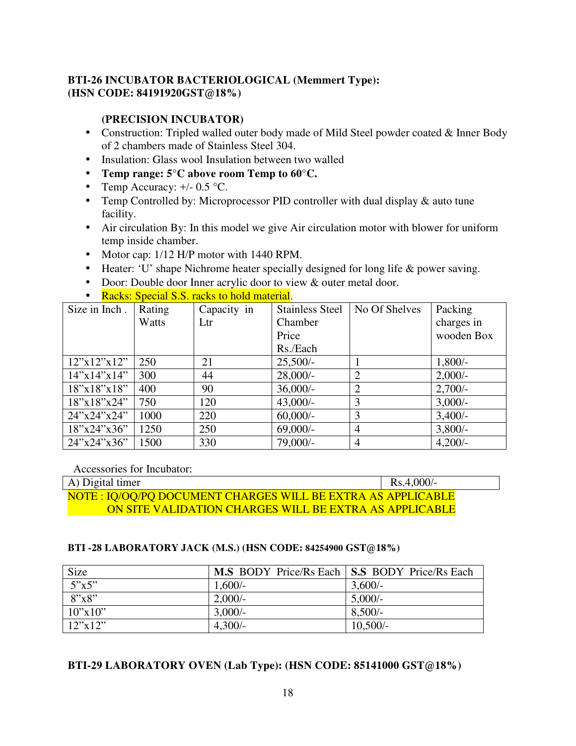**BTI-26 INCUBATOR BACTERIOLOGICAL (Memmert Type):**
**(HSN CODE: 84191920GST@18%)**

**(PRECISION INCUBATOR)**

- Construction: Tripled walled outer body made of Mild Steel powder coated & Inner Body of 2 chambers made of Stainless Steel 304.
- Insulation: Glass wool Insulation between two walled
- **Temp range: 5°C above room Temp to 60°C.**
- Temp Accuracy: +/- 0.5 °C.
- Temp Controlled by: Microprocessor PID controller with dual display & auto tune facility.
- Air circulation By: In this model we give Air circulation motor with blower for uniform temp inside chamber.
- Motor cap: 1/12 H/P motor with 1440 RPM.
- Heater: 'U' shape Nichrome heater specially designed for long life & power saving.
- Door: Double door Inner acrylic door to view & outer metal door.
- Racks: Special S.S. racks to hold material.

| Size in Inch . | Rating Watts | Capacity in Ltr | Stainless Steel Chamber Price Rs./Each | No Of Shelves | Packing charges in wooden Box |
|---|---|---|---|---|---|
| 12"x12"x12" | 250 | 21 | 25,500/- | 1 | 1,800/- |
| 14"x14"x14" | 300 | 44 | 28,000/- | 2 | 2,000/- |
| 18"x18"x18" | 400 | 90 | 36,000/- | 2 | 2,700/- |
| 18"x18"x24" | 750 | 120 | 43,000/- | 3 | 3,000/- |
| 24"x24"x24" | 1000 | 220 | 60,000/- | 3 | 3,400/- |
| 18"x24"x36" | 1250 | 250 | 69,000/- | 4 | 3,800/- |
| 24"x24"x36" | 1500 | 330 | 79,000/- | 4 | 4,200/- |

Accessories for Incubator:

| A) Digital timer | Rs.4,000/- |
|---|---|

NOTE : IQ/OQ/PQ DOCUMENT CHARGES WILL BE EXTRA AS APPLICABLE
ON SITE VALIDATION CHARGES WILL BE EXTRA AS APPLICABLE

**BTI -28 LABORATORY JACK (M.S.) (HSN CODE: 84254900 GST@18%)**

| Size | **M.S** BODY Price/Rs Each | **S.S** BODY Price/Rs Each |
|---|---|---|
| 5"x5" | 1,600/- | 3,600/- |
| 8"x8" | 2,000/- | 5,000/- |
| 10"x10" | 3,000/- | 8,500/- |
| 12"x12" | 4,300/- | 10,500/- |

**BTI-29 LABORATORY OVEN (Lab Type): (HSN CODE: 85141000 GST@18%)**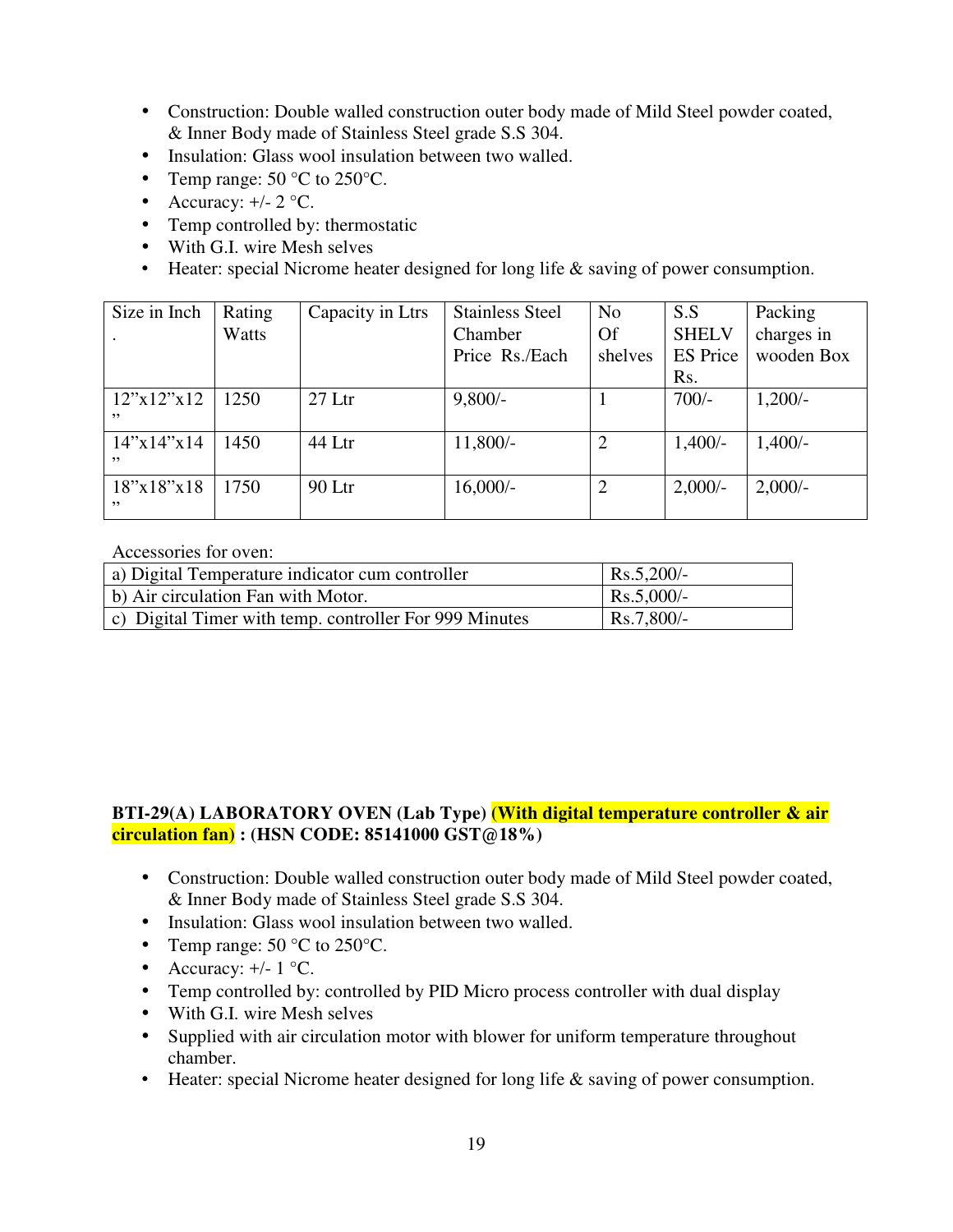- Construction: Double walled construction outer body made of Mild Steel powder coated, & Inner Body made of Stainless Steel grade S.S 304.
- Insulation: Glass wool insulation between two walled.
- Temp range: 50 °C to 250°C.
- Accuracy: +/- 2 °C.
- Temp controlled by: thermostatic
- With G.I. wire Mesh selves
- Heater: special Nicrome heater designed for long life & saving of power consumption.

| Size in Inch . | Rating Watts | Capacity in Ltrs | Stainless Steel Chamber Price Rs./Each | No Of shelves | S.S SHELVES Price Rs. | Packing charges in wooden Box |
|---|---|---|---|---|---|---|
| 12"x12"x12" | 1250 | 27 Ltr | 9,800/- | 1 | 700/- | 1,200/- |
| 14"x14"x14" | 1450 | 44 Ltr | 11,800/- | 2 | 1,400/- | 1,400/- |
| 18"x18"x18" | 1750 | 90 Ltr | 16,000/- | 2 | 2,000/- | 2,000/- |

Accessories for oven:

| | |
|---|---|
| a) Digital Temperature indicator cum controller | Rs.5,200/- |
| b) Air circulation Fan with Motor. | Rs.5,000/- |
| c) Digital Timer with temp. controller For 999 Minutes | Rs.7,800/- |

**BTI-29(A) LABORATORY OVEN (Lab Type) (With digital temperature controller & air circulation fan) : (HSN CODE: 85141000 GST@18%)**

- Construction: Double walled construction outer body made of Mild Steel powder coated, & Inner Body made of Stainless Steel grade S.S 304.
- Insulation: Glass wool insulation between two walled.
- Temp range: 50 °C to 250°C.
- Accuracy: +/- 1 °C.
- Temp controlled by: controlled by PID Micro process controller with dual display
- With G.I. wire Mesh selves
- Supplied with air circulation motor with blower for uniform temperature throughout chamber.
- Heater: special Nicrome heater designed for long life & saving of power consumption.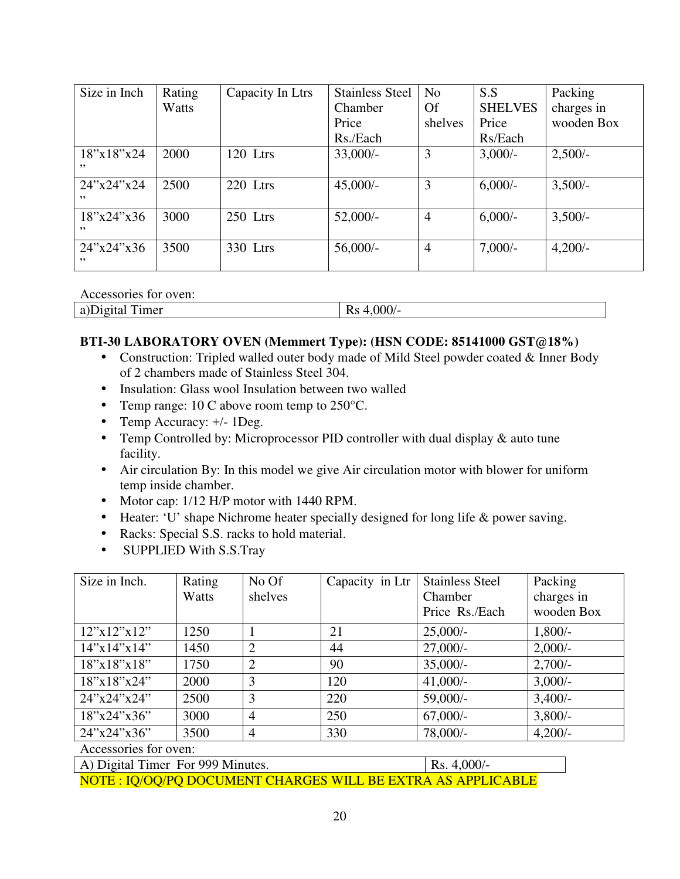| Size in Inch | Rating Watts | Capacity In Ltrs | Stainless Steel Chamber Price Rs./Each | No Of shelves | S.S SHELVES Price Rs/Each | Packing charges in wooden Box |
|---|---|---|---|---|---|---|
| 18"x18"x24" | 2000 | 120 Ltrs | 33,000/- | 3 | 3,000/- | 2,500/- |
| 24"x24"x24" | 2500 | 220 Ltrs | 45,000/- | 3 | 6,000/- | 3,500/- |
| 18"x24"x36" | 3000 | 250 Ltrs | 52,000/- | 4 | 6,000/- | 3,500/- |
| 24"x24"x36" | 3500 | 330 Ltrs | 56,000/- | 4 | 7,000/- | 4,200/- |

Accessories for oven:

| a)Digital Timer | Rs 4,000/- |
|---|---|

**BTI-30 LABORATORY OVEN (Memmert Type): (HSN CODE: 85141000 GST@18%)**

- Construction: Tripled walled outer body made of Mild Steel powder coated & Inner Body of 2 chambers made of Stainless Steel 304.
- Insulation: Glass wool Insulation between two walled
- Temp range: 10 C above room temp to 250°C.
- Temp Accuracy: +/- 1Deg.
- Temp Controlled by: Microprocessor PID controller with dual display & auto tune facility.
- Air circulation By: In this model we give Air circulation motor with blower for uniform temp inside chamber.
- Motor cap: 1/12 H/P motor with 1440 RPM.
- Heater: 'U' shape Nichrome heater specially designed for long life & power saving.
- Racks: Special S.S. racks to hold material.
- SUPPLIED With S.S.Tray

| Size in Inch. | Rating Watts | No Of shelves | Capacity in Ltr | Stainless Steel Chamber Price Rs./Each | Packing charges in wooden Box |
|---|---|---|---|---|---|
| 12"x12"x12" | 1250 | 1 | 21 | 25,000/- | 1,800/- |
| 14"x14"x14" | 1450 | 2 | 44 | 27,000/- | 2,000/- |
| 18"x18"x18" | 1750 | 2 | 90 | 35,000/- | 2,700/- |
| 18"x18"x24" | 2000 | 3 | 120 | 41,000/- | 3,000/- |
| 24"x24"x24" | 2500 | 3 | 220 | 59,000/- | 3,400/- |
| 18"x24"x36" | 3000 | 4 | 250 | 67,000/- | 3,800/- |
| 24"x24"x36" | 3500 | 4 | 330 | 78,000/- | 4,200/- |

Accessories for oven:

| A) Digital Timer For 999 Minutes. | Rs. 4,000/- |
|---|---|

NOTE : IQ/OQ/PQ DOCUMENT CHARGES WILL BE EXTRA AS APPLICABLE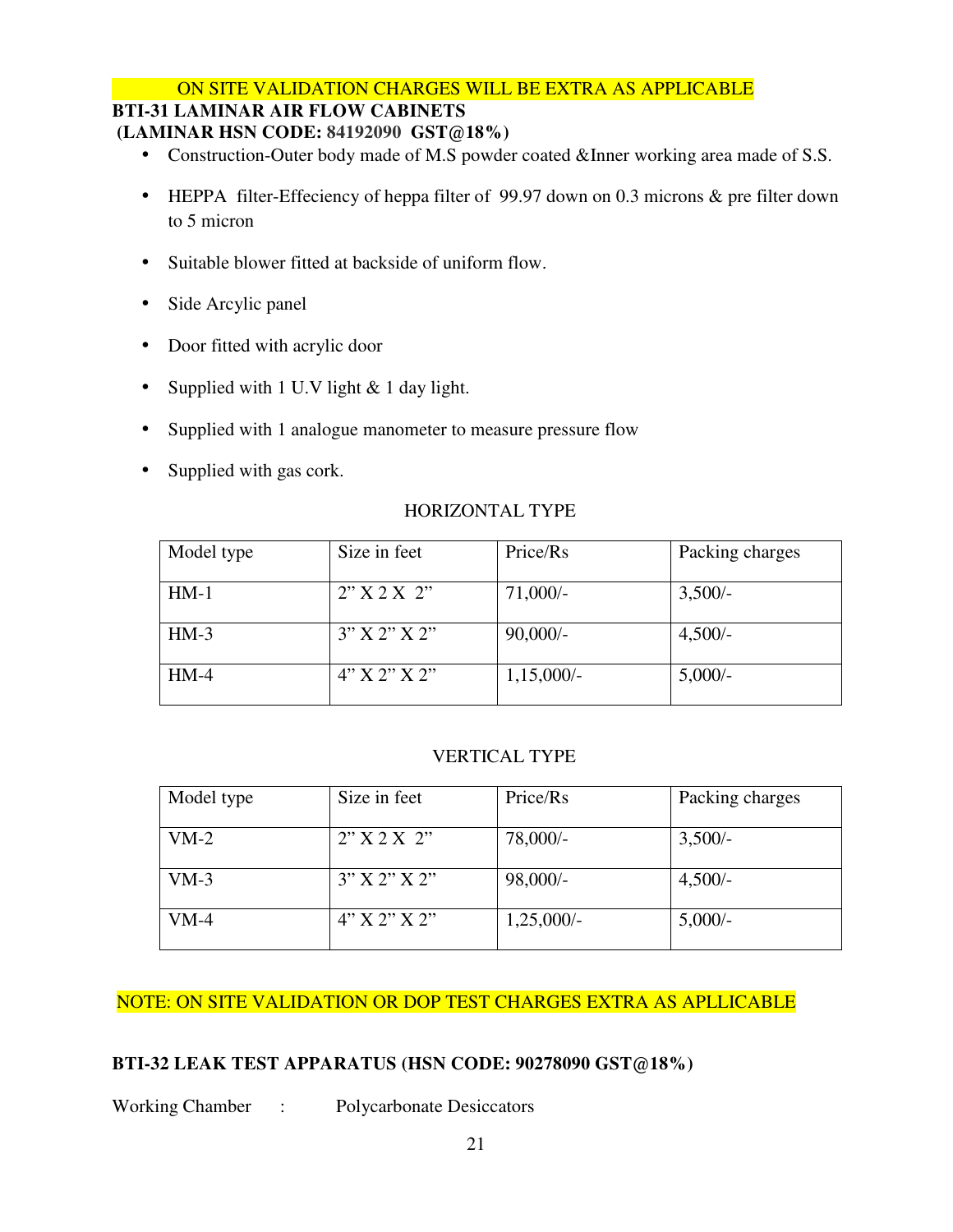ON SITE VALIDATION CHARGES WILL BE EXTRA AS APPLICABLE

**BTI-31 LAMINAR AIR FLOW CABINETS**

**(LAMINAR HSN CODE: 84192090 GST@18%)**

- Construction-Outer body made of M.S powder coated &Inner working area made of S.S.
- HEPPA filter-Effeciency of heppa filter of 99.97 down on 0.3 microns & pre filter down to 5 micron
- Suitable blower fitted at backside of uniform flow.
- Side Arcylic panel
- Door fitted with acrylic door
- Supplied with 1 U.V light & 1 day light.
- Supplied with 1 analogue manometer to measure pressure flow
- Supplied with gas cork.

HORIZONTAL TYPE

| Model type | Size in feet | Price/Rs | Packing charges |
|---|---|---|---|
| HM-1 | 2" X 2 X 2" | 71,000/- | 3,500/- |
| HM-3 | 3" X 2" X 2" | 90,000/- | 4,500/- |
| HM-4 | 4" X 2" X 2" | 1,15,000/- | 5,000/- |

VERTICAL TYPE

| Model type | Size in feet | Price/Rs | Packing charges |
|---|---|---|---|
| VM-2 | 2" X 2 X 2" | 78,000/- | 3,500/- |
| VM-3 | 3" X 2" X 2" | 98,000/- | 4,500/- |
| VM-4 | 4" X 2" X 2" | 1,25,000/- | 5,000/- |

NOTE: ON SITE VALIDATION OR DOP TEST CHARGES EXTRA AS APLLICABLE

**BTI-32 LEAK TEST APPARATUS (HSN CODE: 90278090 GST@18%)**

Working Chamber : Polycarbonate Desiccators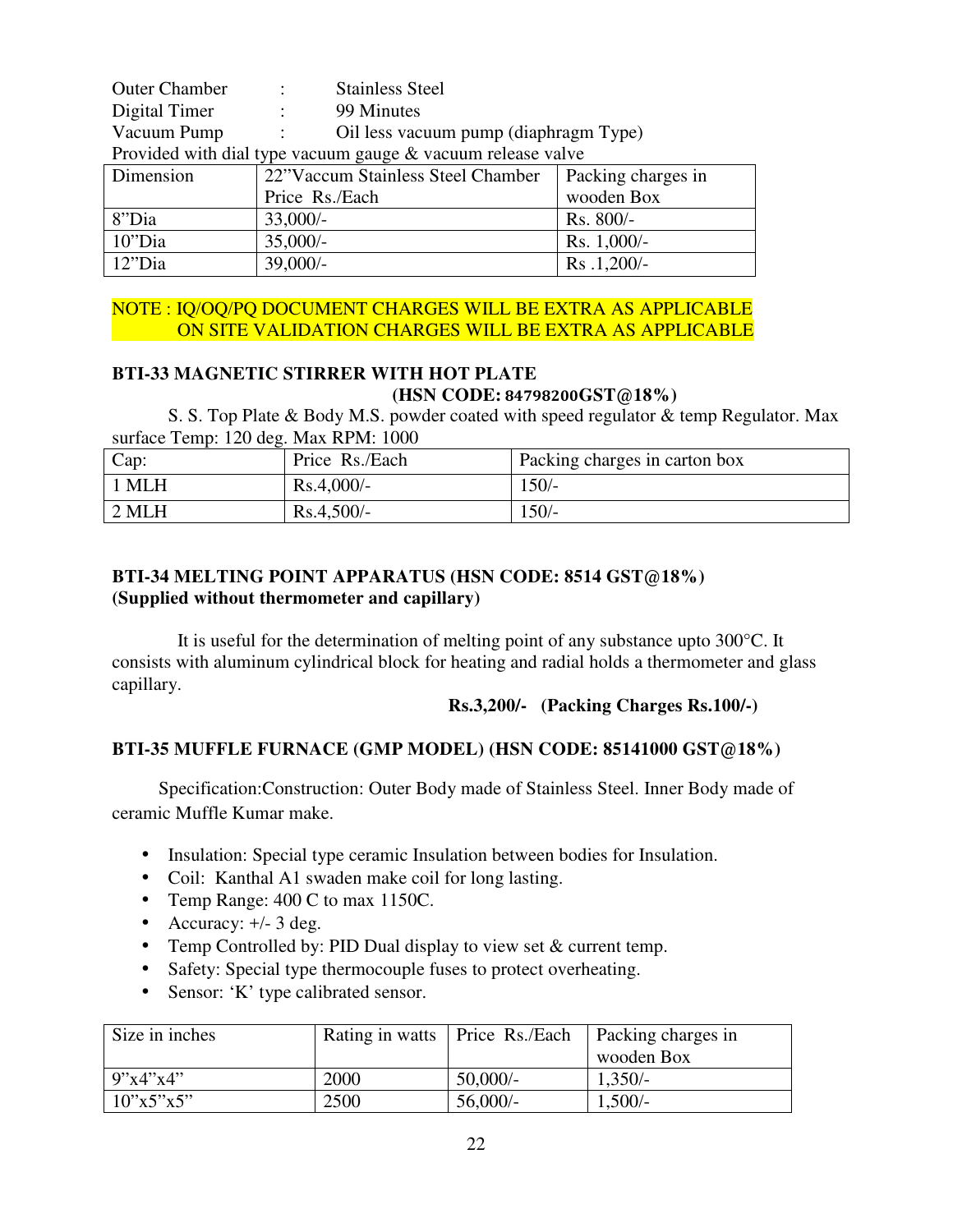Outer Chamber : Stainless Steel
Digital Timer : 99 Minutes
Vacuum Pump : Oil less vacuum pump (diaphragm Type)
Provided with dial type vacuum gauge & vacuum release valve

| Dimension | 22"Vaccum Stainless Steel Chamber Price Rs./Each | Packing charges in wooden Box |
|---|---|---|
| 8"Dia | 33,000/- | Rs. 800/- |
| 10"Dia | 35,000/- | Rs. 1,000/- |
| 12"Dia | 39,000/- | Rs .1,200/- |

NOTE : IQ/OQ/PQ DOCUMENT CHARGES WILL BE EXTRA AS APPLICABLE
ON SITE VALIDATION CHARGES WILL BE EXTRA AS APPLICABLE

**BTI-33 MAGNETIC STIRRER WITH HOT PLATE**
**(HSN CODE: 84798200GST@18%)**

S. S. Top Plate & Body M.S. powder coated with speed regulator & temp Regulator. Max surface Temp: 120 deg. Max RPM: 1000

| Cap: | Price Rs./Each | Packing charges in carton box |
|---|---|---|
| 1 MLH | Rs.4,000/- | 150/- |
| 2 MLH | Rs.4,500/- | 150/- |

**BTI-34 MELTING POINT APPARATUS (HSN CODE: 8514 GST@18%)**
**(Supplied without thermometer and capillary)**

It is useful for the determination of melting point of any substance upto 300°C. It consists with aluminum cylindrical block for heating and radial holds a thermometer and glass capillary.

**Rs.3,200/- (Packing Charges Rs.100/-)**

**BTI-35 MUFFLE FURNACE (GMP MODEL) (HSN CODE: 85141000 GST@18%)**

Specification:Construction: Outer Body made of Stainless Steel. Inner Body made of ceramic Muffle Kumar make.

- Insulation: Special type ceramic Insulation between bodies for Insulation.
- Coil: Kanthal A1 swaden make coil for long lasting.
- Temp Range: 400 C to max 1150C.
- Accuracy: +/- 3 deg.
- Temp Controlled by: PID Dual display to view set & current temp.
- Safety: Special type thermocouple fuses to protect overheating.
- Sensor: 'K' type calibrated sensor.

| Size in inches | Rating in watts | Price Rs./Each | Packing charges in wooden Box |
|---|---|---|---|
| 9"x4"x4" | 2000 | 50,000/- | 1,350/- |
| 10"x5"x5" | 2500 | 56,000/- | 1,500/- |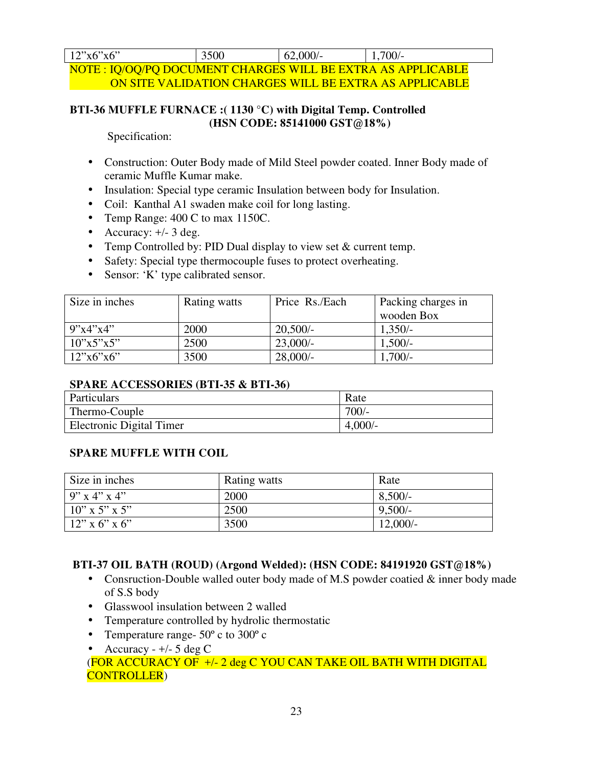| 12"x6"x6" | 3500 | 62,000/- | 1,700/- |
|---|---|---|---|

NOTE : IQ/OQ/PQ DOCUMENT CHARGES WILL BE EXTRA AS APPLICABLE
ON SITE VALIDATION CHARGES WILL BE EXTRA AS APPLICABLE

**BTI-36 MUFFLE FURNACE :( 1130 °C) with Digital Temp. Controlled (HSN CODE: 85141000 GST@18%)**

Specification:

- Construction: Outer Body made of Mild Steel powder coated. Inner Body made of ceramic Muffle Kumar make.
- Insulation: Special type ceramic Insulation between body for Insulation.
- Coil: Kanthal A1 swaden make coil for long lasting.
- Temp Range: 400 C to max 1150C.
- Accuracy: +/- 3 deg.
- Temp Controlled by: PID Dual display to view set & current temp.
- Safety: Special type thermocouple fuses to protect overheating.
- Sensor: 'K' type calibrated sensor.

| Size in inches | Rating watts | Price Rs./Each | Packing charges in wooden Box |
|---|---|---|---|
| 9"x4"x4" | 2000 | 20,500/- | 1,350/- |
| 10"x5"x5" | 2500 | 23,000/- | 1,500/- |
| 12"x6"x6" | 3500 | 28,000/- | 1,700/- |

**SPARE ACCESSORIES (BTI-35 & BTI-36)**

| Particulars | Rate |
|---|---|
| Thermo-Couple | 700/- |
| Electronic Digital Timer | 4,000/- |

**SPARE MUFFLE WITH COIL**

| Size in inches | Rating watts | Rate |
|---|---|---|
| 9" x 4" x 4" | 2000 | 8,500/- |
| 10" x 5" x 5" | 2500 | 9,500/- |
| 12" x 6" x 6" | 3500 | 12,000/- |

**BTI-37 OIL BATH (ROUD) (Argond Welded): (HSN CODE: 84191920 GST@18%)**

- Consruction-Double walled outer body made of M.S powder coatied & inner body made of S.S body
- Glasswool insulation between 2 walled
- Temperature controlled by hydrolic thermostatic
- Temperature range- 50º c to 300º c
- Accuracy - +/- 5 deg C

(FOR ACCURACY OF +/- 2 deg C YOU CAN TAKE OIL BATH WITH DIGITAL CONTROLLER)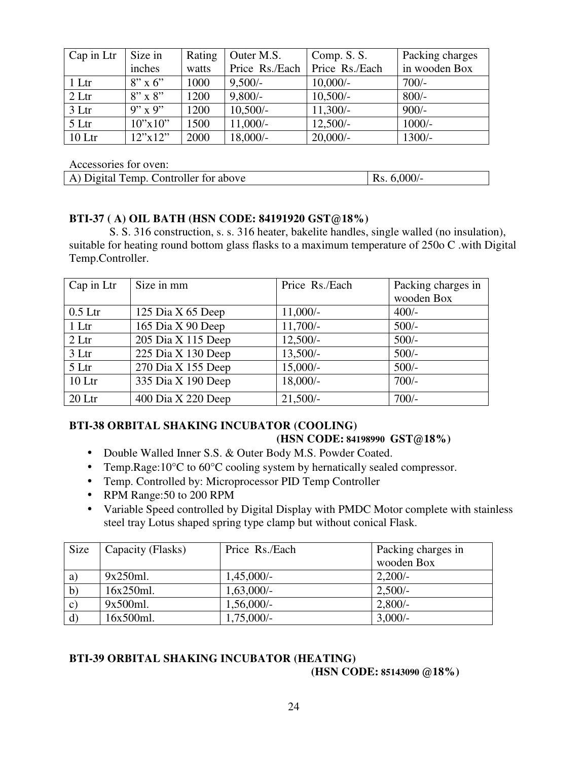| Cap in Ltr | Size in inches | Rating watts | Outer M.S. Price Rs./Each | Comp. S. S. Price Rs./Each | Packing charges in wooden Box |
|---|---|---|---|---|---|
| 1 Ltr | 8" x 6" | 1000 | 9,500/- | 10,000/- | 700/- |
| 2 Ltr | 8" x 8" | 1200 | 9,800/- | 10,500/- | 800/- |
| 3 Ltr | 9" x 9" | 1200 | 10,500/- | 11,300/- | 900/- |
| 5 Ltr | 10"x10" | 1500 | 11,000/- | 12,500/- | 1000/- |
| 10 Ltr | 12"x12" | 2000 | 18,000/- | 20,000/- | 1300/- |

Accessories for oven:

| A) Digital Temp. Controller for above | Rs. 6,000/- |
|---|---|

### BTI-37 ( A) OIL BATH (HSN CODE: 84191920 GST@18%)

S. S. 316 construction, s. s. 316 heater, bakelite handles, single walled (no insulation), suitable for heating round bottom glass flasks to a maximum temperature of 250o C .with Digital Temp.Controller.

| Cap in Ltr | Size in mm | Price Rs./Each | Packing charges in wooden Box |
|---|---|---|---|
| 0.5 Ltr | 125 Dia X 65 Deep | 11,000/- | 400/- |
| 1 Ltr | 165 Dia X 90 Deep | 11,700/- | 500/- |
| 2 Ltr | 205 Dia X 115 Deep | 12,500/- | 500/- |
| 3 Ltr | 225 Dia X 130 Deep | 13,500/- | 500/- |
| 5 Ltr | 270 Dia X 155 Deep | 15,000/- | 500/- |
| 10 Ltr | 335 Dia X 190 Deep | 18,000/- | 700/- |
| 20 Ltr | 400 Dia X 220 Deep | 21,500/- | 700/- |

### BTI-38 ORBITAL SHAKING INCUBATOR (COOLING)

**(HSN CODE: 84198990 GST@18%)**

- Double Walled Inner S.S. & Outer Body M.S. Powder Coated.
- Temp.Rage:10°C to 60°C cooling system by hernatically sealed compressor.
- Temp. Controlled by: Microprocessor PID Temp Controller
- RPM Range:50 to 200 RPM
- Variable Speed controlled by Digital Display with PMDC Motor complete with stainless steel tray Lotus shaped spring type clamp but without conical Flask.

| Size | Capacity (Flasks) | Price Rs./Each | Packing charges in wooden Box |
|---|---|---|---|
| a) | 9x250ml. | 1,45,000/- | 2,200/- |
| b) | 16x250ml. | 1,63,000/- | 2,500/- |
| c) | 9x500ml. | 1,56,000/- | 2,800/- |
| d) | 16x500ml. | 1,75,000/- | 3,000/- |

### BTI-39 ORBITAL SHAKING INCUBATOR (HEATING)

**(HSN CODE: 85143090 @18%)**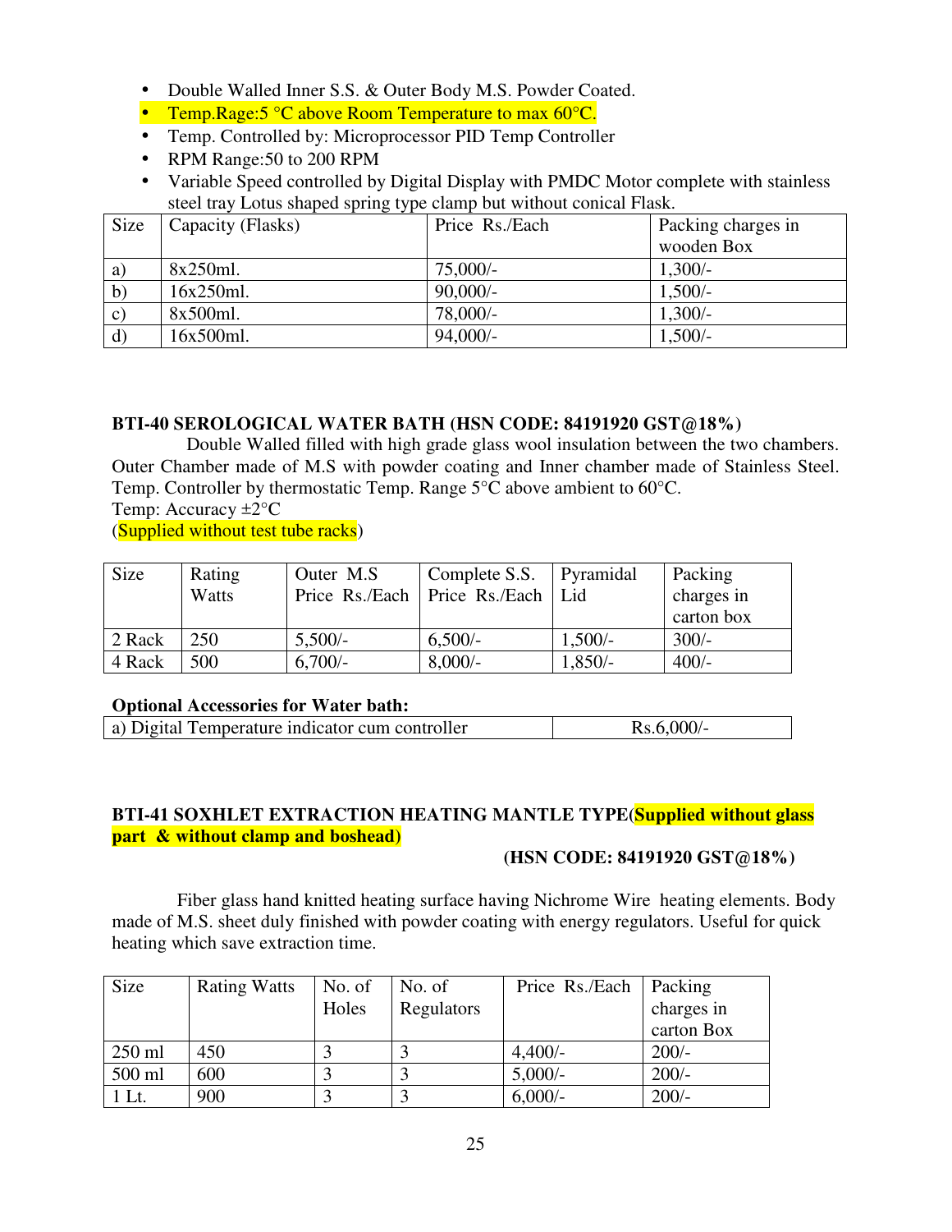- Double Walled Inner S.S. & Outer Body M.S. Powder Coated.
- Temp.Rage:5 °C above Room Temperature to max 60°C.
- Temp. Controlled by: Microprocessor PID Temp Controller
- RPM Range:50 to 200 RPM
- Variable Speed controlled by Digital Display with PMDC Motor complete with stainless steel tray Lotus shaped spring type clamp but without conical Flask.

| Size | Capacity (Flasks) | Price Rs./Each | Packing charges in wooden Box |
|---|---|---|---|
| a) | 8x250ml. | 75,000/- | 1,300/- |
| b) | 16x250ml. | 90,000/- | 1,500/- |
| c) | 8x500ml. | 78,000/- | 1,300/- |
| d) | 16x500ml. | 94,000/- | 1,500/- |

**BTI-40 SEROLOGICAL WATER BATH (HSN CODE: 84191920 GST@18%)**

Double Walled filled with high grade glass wool insulation between the two chambers. Outer Chamber made of M.S with powder coating and Inner chamber made of Stainless Steel. Temp. Controller by thermostatic Temp. Range 5°C above ambient to 60°C.
Temp: Accuracy ±2°C
(Supplied without test tube racks)

| Size | Rating Watts | Outer M.S Price Rs./Each | Complete S.S. Price Rs./Each | Pyramidal Lid | Packing charges in carton box |
|---|---|---|---|---|---|
| 2 Rack | 250 | 5,500/- | 6,500/- | 1,500/- | 300/- |
| 4 Rack | 500 | 6,700/- | 8,000/- | 1,850/- | 400/- |

**Optional Accessories for Water bath:**

| a) Digital Temperature indicator cum controller | Rs.6,000/- |
|---|---|

**BTI-41 SOXHLET EXTRACTION HEATING MANTLE TYPE(Supplied without glass part & without clamp and boshead)**

**(HSN CODE: 84191920 GST@18%)**

Fiber glass hand knitted heating surface having Nichrome Wire heating elements. Body made of M.S. sheet duly finished with powder coating with energy regulators. Useful for quick heating which save extraction time.

| Size | Rating Watts | No. of Holes | No. of Regulators | Price Rs./Each | Packing charges in carton Box |
|---|---|---|---|---|---|
| 250 ml | 450 | 3 | 3 | 4,400/- | 200/- |
| 500 ml | 600 | 3 | 3 | 5,000/- | 200/- |
| 1 Lt. | 900 | 3 | 3 | 6,000/- | 200/- |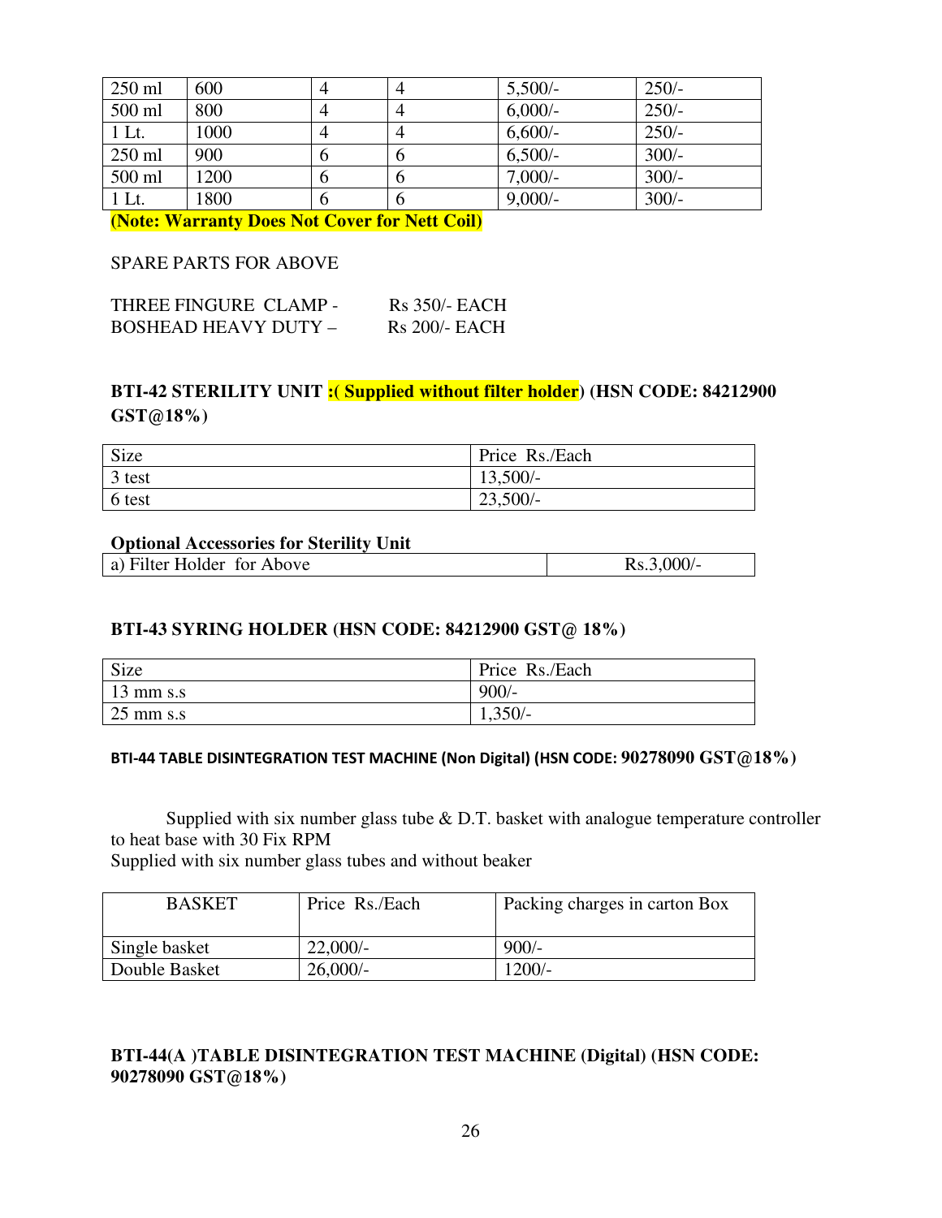| 250 ml | 600 | 4 | 4 | 5,500/- | 250/- |
|---|---|---|---|---|---|
| 500 ml | 800 | 4 | 4 | 6,000/- | 250/- |
| 1 Lt. | 1000 | 4 | 4 | 6,600/- | 250/- |
| 250 ml | 900 | 6 | 6 | 6,500/- | 300/- |
| 500 ml | 1200 | 6 | 6 | 7,000/- | 300/- |
| 1 Lt. | 1800 | 6 | 6 | 9,000/- | 300/- |

**(Note: Warranty Does Not Cover for Nett Coil)**

SPARE PARTS FOR ABOVE

THREE FINGURE CLAMP - Rs 350/- EACH
BOSHEAD HEAVY DUTY – Rs 200/- EACH

**BTI-42 STERILITY UNIT :( Supplied without filter holder) (HSN CODE: 84212900 GST@18%)**

| Size | Price Rs./Each |
|---|---|
| 3 test | 13,500/- |
| 6 test | 23,500/- |

**Optional Accessories for Sterility Unit**

| a) Filter Holder for Above | Rs.3,000/- |
|---|---|

**BTI-43 SYRING HOLDER (HSN CODE: 84212900 GST@ 18%)**

| Size | Price Rs./Each |
|---|---|
| 13 mm s.s | 900/- |
| 25 mm s.s | 1,350/- |

**BTI-44 TABLE DISINTEGRATION TEST MACHINE (Non Digital) (HSN CODE: 90278090 GST@18%)**

Supplied with six number glass tube & D.T. basket with analogue temperature controller to heat base with 30 Fix RPM
Supplied with six number glass tubes and without beaker

| BASKET | Price Rs./Each | Packing charges in carton Box |
|---|---|---|
| Single basket | 22,000/- | 900/- |
| Double Basket | 26,000/- | 1200/- |

**BTI-44(A )TABLE DISINTEGRATION TEST MACHINE (Digital) (HSN CODE: 90278090 GST@18%)**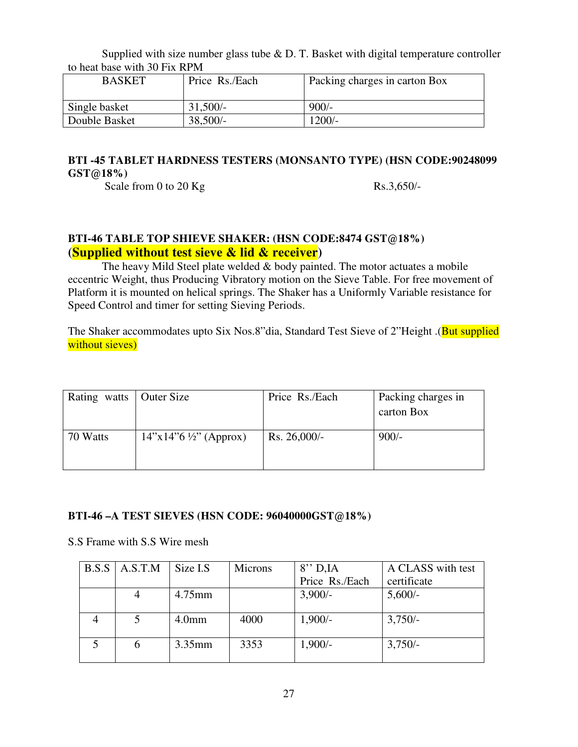Supplied with size number glass tube & D. T. Basket with digital temperature controller to heat base with 30 Fix RPM

| BASKET | Price Rs./Each | Packing charges in carton Box |
|---|---|---|
| Single basket | 31,500/- | 900/- |
| Double Basket | 38,500/- | 1200/- |

**BTI -45 TABLET HARDNESS TESTERS (MONSANTO TYPE) (HSN CODE:90248099 GST@18%)**

Scale from 0 to 20 Kg Rs.3,650/-

**BTI-46 TABLE TOP SHIEVE SHAKER: (HSN CODE:8474 GST@18%) (Supplied without test sieve & lid & receiver)**

The heavy Mild Steel plate welded & body painted. The motor actuates a mobile eccentric Weight, thus Producing Vibratory motion on the Sieve Table. For free movement of Platform it is mounted on helical springs. The Shaker has a Uniformly Variable resistance for Speed Control and timer for setting Sieving Periods.

The Shaker accommodates upto Six Nos.8"dia, Standard Test Sieve of 2"Height .(But supplied without sieves)

| Rating watts | Outer Size | Price Rs./Each | Packing charges in carton Box |
|---|---|---|---|
| 70 Watts | 14"x14"6 ½" (Approx) | Rs. 26,000/- | 900/- |

**BTI-46 –A TEST SIEVES (HSN CODE: 96040000GST@18%)**

S.S Frame with S.S Wire mesh

| B.S.S | A.S.T.M | Size I.S | Microns | 8'' D,IA Price Rs./Each | A CLASS with test certificate |
|---|---|---|---|---|---|
| | 4 | 4.75mm | | 3,900/- | 5,600/- |
| 4 | 5 | 4.0mm | 4000 | 1,900/- | 3,750/- |
| 5 | 6 | 3.35mm | 3353 | 1,900/- | 3,750/- |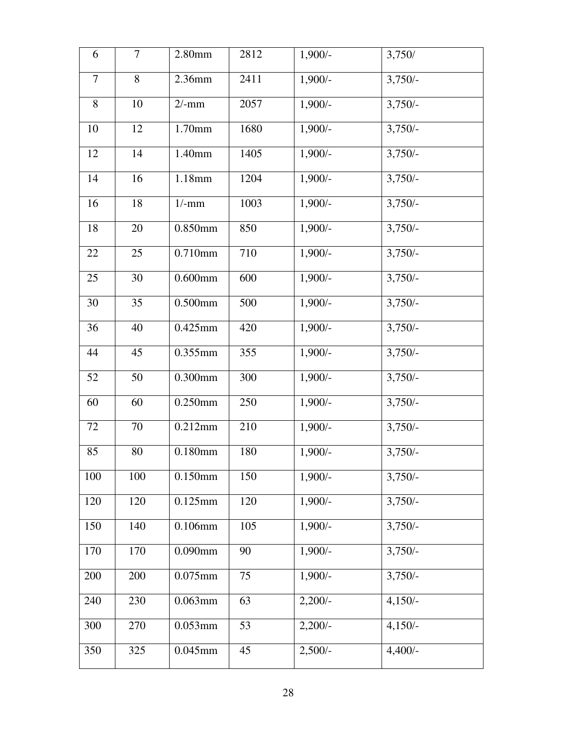| 6 | 7 | 2.80mm | 2812 | 1,900/- | 3,750/ |
|---|---|---|---|---|---|
| 7 | 8 | 2.36mm | 2411 | 1,900/- | 3,750/- |
| 8 | 10 | 2/-mm | 2057 | 1,900/- | 3,750/- |
| 10 | 12 | 1.70mm | 1680 | 1,900/- | 3,750/- |
| 12 | 14 | 1.40mm | 1405 | 1,900/- | 3,750/- |
| 14 | 16 | 1.18mm | 1204 | 1,900/- | 3,750/- |
| 16 | 18 | 1/-mm | 1003 | 1,900/- | 3,750/- |
| 18 | 20 | 0.850mm | 850 | 1,900/- | 3,750/- |
| 22 | 25 | 0.710mm | 710 | 1,900/- | 3,750/- |
| 25 | 30 | 0.600mm | 600 | 1,900/- | 3,750/- |
| 30 | 35 | 0.500mm | 500 | 1,900/- | 3,750/- |
| 36 | 40 | 0.425mm | 420 | 1,900/- | 3,750/- |
| 44 | 45 | 0.355mm | 355 | 1,900/- | 3,750/- |
| 52 | 50 | 0.300mm | 300 | 1,900/- | 3,750/- |
| 60 | 60 | 0.250mm | 250 | 1,900/- | 3,750/- |
| 72 | 70 | 0.212mm | 210 | 1,900/- | 3,750/- |
| 85 | 80 | 0.180mm | 180 | 1,900/- | 3,750/- |
| 100 | 100 | 0.150mm | 150 | 1,900/- | 3,750/- |
| 120 | 120 | 0.125mm | 120 | 1,900/- | 3,750/- |
| 150 | 140 | 0.106mm | 105 | 1,900/- | 3,750/- |
| 170 | 170 | 0.090mm | 90 | 1,900/- | 3,750/- |
| 200 | 200 | 0.075mm | 75 | 1,900/- | 3,750/- |
| 240 | 230 | 0.063mm | 63 | 2,200/- | 4,150/- |
| 300 | 270 | 0.053mm | 53 | 2,200/- | 4,150/- |
| 350 | 325 | 0.045mm | 45 | 2,500/- | 4,400/- |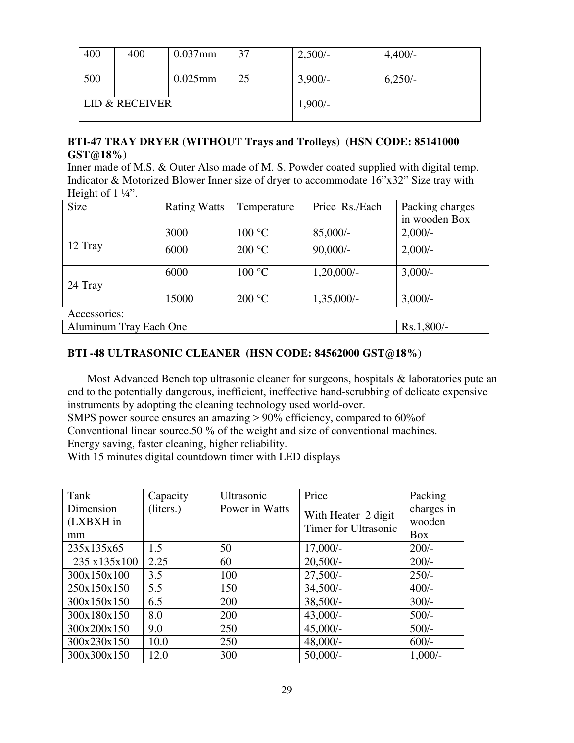| 400 | 400 | 0.037mm | 37 | 2,500/- | 4,400/- |
|---|---|---|---|---|---|
| 500 | | 0.025mm | 25 | 3,900/- | 6,250/- |
| LID & RECEIVER | | | | 1,900/- | |

### BTI-47 TRAY DRYER (WITHOUT Trays and Trolleys) (HSN CODE: 85141000 GST@18%)

Inner made of M.S. & Outer Also made of M. S. Powder coated supplied with digital temp. Indicator & Motorized Blower Inner size of dryer to accommodate 16"x32" Size tray with Height of 1 ¼".

| Size | Rating Watts | Temperature | Price Rs./Each | Packing charges in wooden Box |
|---|---|---|---|---|
| 12 Tray | 3000 | 100 °C | 85,000/- | 2,000/- |
| | 6000 | 200 °C | 90,000/- | 2,000/- |
| 24 Tray | 6000 | 100 °C | 1,20,000/- | 3,000/- |
| | 15000 | 200 °C | 1,35,000/- | 3,000/- |
| Accessories: | | | | |
| Aluminum Tray Each One | | | | Rs.1,800/- |

### BTI -48 ULTRASONIC CLEANER (HSN CODE: 84562000 GST@18%)

Most Advanced Bench top ultrasonic cleaner for surgeons, hospitals & laboratories pute an end to the potentially dangerous, inefficient, ineffective hand-scrubbing of delicate expensive instruments by adopting the cleaning technology used world-over.
SMPS power source ensures an amazing > 90% efficiency, compared to 60%of Conventional linear source.50 % of the weight and size of conventional machines.
Energy saving, faster cleaning, higher reliability.
With 15 minutes digital countdown timer with LED displays

| Tank Dimension (LXBXH in mm | Capacity (liters.) | Ultrasonic Power in Watts | Price | Packing charges in wooden Box |
|---|---|---|---|---|
| | | | With Heater 2 digit Timer for Ultrasonic | |
| 235x135x65 | 1.5 | 50 | 17,000/- | 200/- |
| 235 x135x100 | 2.25 | 60 | 20,500/- | 200/- |
| 300x150x100 | 3.5 | 100 | 27,500/- | 250/- |
| 250x150x150 | 5.5 | 150 | 34,500/- | 400/- |
| 300x150x150 | 6.5 | 200 | 38,500/- | 300/- |
| 300x180x150 | 8.0 | 200 | 43,000/- | 500/- |
| 300x200x150 | 9.0 | 250 | 45,000/- | 500/- |
| 300x230x150 | 10.0 | 250 | 48,000/- | 600/- |
| 300x300x150 | 12.0 | 300 | 50,000/- | 1,000/- |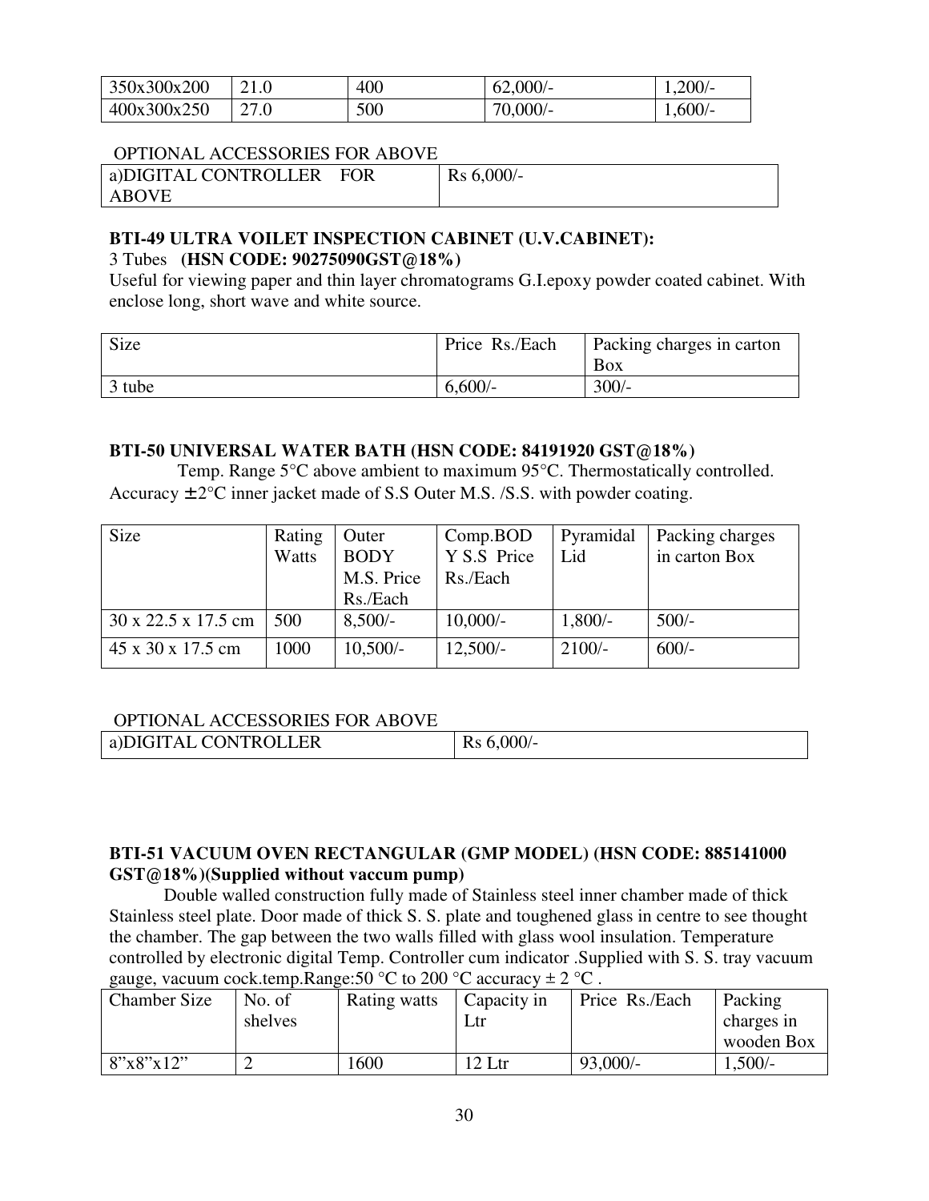| 350x300x200 | 21.0 | 400 | 62,000/- | 1,200/- |
|---|---|---|---|---|
| 400x300x250 | 27.0 | 500 | 70,000/- | 1,600/- |

OPTIONAL ACCESSORIES FOR ABOVE

| a)DIGITAL CONTROLLER FOR ABOVE | Rs 6,000/- |
|---|---|

**BTI-49 ULTRA VOILET INSPECTION CABINET (U.V.CABINET):**

3 Tubes **(HSN CODE: 90275090GST@18%)**

Useful for viewing paper and thin layer chromatograms G.I.epoxy powder coated cabinet. With enclose long, short wave and white source.

| Size | Price Rs./Each | Packing charges in carton Box |
|---|---|---|
| 3 tube | 6,600/- | 300/- |

**BTI-50 UNIVERSAL WATER BATH (HSN CODE: 84191920 GST@18%)**

Temp. Range 5°C above ambient to maximum 95°C. Thermostatically controlled. Accuracy ± 2°C inner jacket made of S.S Outer M.S. /S.S. with powder coating.

| Size | Rating Watts | Outer BODY M.S. Price Rs./Each | Comp.BODY S.S Price Rs./Each | Pyramidal Lid | Packing charges in carton Box |
|---|---|---|---|---|---|
| 30 x 22.5 x 17.5 cm | 500 | 8,500/- | 10,000/- | 1,800/- | 500/- |
| 45 x 30 x 17.5 cm | 1000 | 10,500/- | 12,500/- | 2100/- | 600/- |

OPTIONAL ACCESSORIES FOR ABOVE

| a)DIGITAL CONTROLLER | Rs 6,000/- |
|---|---|

**BTI-51 VACUUM OVEN RECTANGULAR (GMP MODEL) (HSN CODE: 885141000 GST@18%)(Supplied without vaccum pump)**

Double walled construction fully made of Stainless steel inner chamber made of thick Stainless steel plate. Door made of thick S. S. plate and toughened glass in centre to see thought the chamber. The gap between the two walls filled with glass wool insulation. Temperature controlled by electronic digital Temp. Controller cum indicator .Supplied with S. S. tray vacuum gauge, vacuum cock.temp.Range:50 °C to 200 °C accuracy ± 2 °C .

| Chamber Size | No. of shelves | Rating watts | Capacity in Ltr | Price Rs./Each | Packing charges in wooden Box |
|---|---|---|---|---|---|
| 8"x8"x12" | 2 | 1600 | 12 Ltr | 93,000/- | 1,500/- |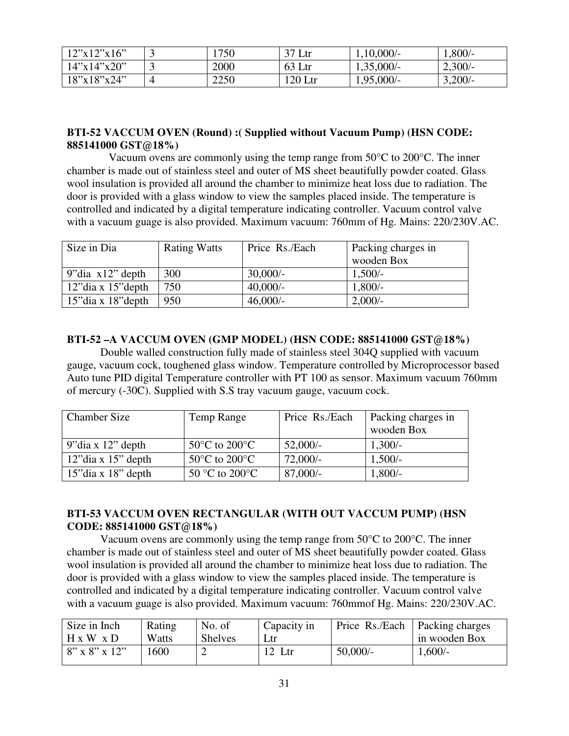| 12"x12"x16" | 3 | 1750 | 37 Ltr | 1,10,000/- | 1,800/- |
|---|---|---|---|---|---|
| 14"x14"x20" | 3 | 2000 | 63 Ltr | 1,35,000/- | 2,300/- |
| 18"x18"x24" | 4 | 2250 | 120 Ltr | 1,95,000/- | 3,200/- |

**BTI-52 VACCUM OVEN (Round) :( Supplied without Vacuum Pump) (HSN CODE: 885141000 GST@18%)**

Vacuum ovens are commonly using the temp range from 50°C to 200°C. The inner chamber is made out of stainless steel and outer of MS sheet beautifully powder coated. Glass wool insulation is provided all around the chamber to minimize heat loss due to radiation. The door is provided with a glass window to view the samples placed inside. The temperature is controlled and indicated by a digital temperature indicating controller. Vacuum control valve with a vacuum guage is also provided. Maximum vacuum: 760mm of Hg. Mains: 220/230V.AC.

| Size in Dia | Rating Watts | Price Rs./Each | Packing charges in wooden Box |
|---|---|---|---|
| 9"dia x12" depth | 300 | 30,000/- | 1,500/- |
| 12"dia x 15"depth | 750 | 40,000/- | 1,800/- |
| 15"dia x 18"depth | 950 | 46,000/- | 2,000/- |

**BTI-52 –A VACCUM OVEN (GMP MODEL) (HSN CODE: 885141000 GST@18%)**

Double walled construction fully made of stainless steel 304Q supplied with vacuum gauge, vacuum cock, toughened glass window. Temperature controlled by Microprocessor based Auto tune PID digital Temperature controller with PT 100 as sensor. Maximum vacuum 760mm of mercury (-30C). Supplied with S.S tray vacuum gauge, vacuum cock.

| Chamber Size | Temp Range | Price Rs./Each | Packing charges in wooden Box |
|---|---|---|---|
| 9"dia x 12" depth | 50°C to 200°C | 52,000/- | 1,300/- |
| 12"dia x 15" depth | 50°C to 200°C | 72,000/- | 1,500/- |
| 15"dia x 18" depth | 50 °C to 200°C | 87,000/- | 1,800/- |

**BTI-53 VACCUM OVEN RECTANGULAR (WITH OUT VACCUM PUMP) (HSN CODE: 885141000 GST@18%)**

Vacuum ovens are commonly using the temp range from 50°C to 200°C. The inner chamber is made out of stainless steel and outer of MS sheet beautifully powder coated. Glass wool insulation is provided all around the chamber to minimize heat loss due to radiation. The door is provided with a glass window to view the samples placed inside. The temperature is controlled and indicated by a digital temperature indicating controller. Vacuum control valve with a vacuum guage is also provided. Maximum vacuum: 760mmof Hg. Mains: 220/230V.AC.

| Size in Inch H x W x D | Rating Watts | No. of Shelves | Capacity in Ltr | Price Rs./Each | Packing charges in wooden Box |
|---|---|---|---|---|---|
| 8" x 8" x 12" | 1600 | 2 | 12 Ltr | 50,000/- | 1,600/- |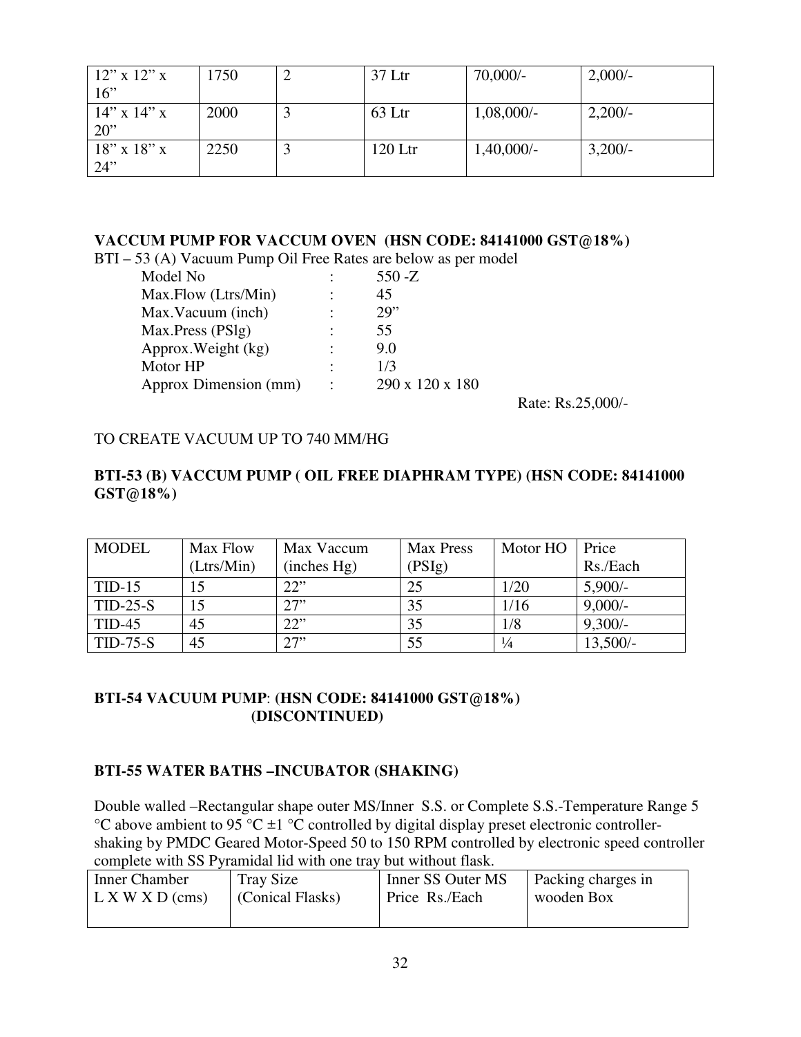| 12" x 12" x 16" | 1750 | 2 | 37 Ltr | 70,000/- | 2,000/- |
|---|---|---|---|---|---|
| 14" x 14" x 20" | 2000 | 3 | 63 Ltr | 1,08,000/- | 2,200/- |
| 18" x 18" x 24" | 2250 | 3 | 120 Ltr | 1,40,000/- | 3,200/- |

**VACCUM PUMP FOR VACCUM OVEN (HSN CODE: 84141000 GST@18%)**

BTI – 53 (A) Vacuum Pump Oil Free Rates are below as per model

| | | |
|---|---|---|
| Model No | : | 550 -Z |
| Max.Flow (Ltrs/Min) | : | 45 |
| Max.Vacuum (inch) | : | 29" |
| Max.Press (PSIg) | : | 55 |
| Approx.Weight (kg) | : | 9.0 |
| Motor HP | : | 1/3 |
| Approx Dimension (mm) | : | 290 x 120 x 180 |

Rate: Rs.25,000/-

TO CREATE VACUUM UP TO 740 MM/HG

**BTI-53 (B) VACCUM PUMP ( OIL FREE DIAPHRAM TYPE) (HSN CODE: 84141000 GST@18%)**

| MODEL | Max Flow (Ltrs/Min) | Max Vaccum (inches Hg) | Max Press (PSIg) | Motor HO | Price Rs./Each |
|---|---|---|---|---|---|
| TID-15 | 15 | 22" | 25 | 1/20 | 5,900/- |
| TID-25-S | 15 | 27" | 35 | 1/16 | 9,000/- |
| TID-45 | 45 | 22" | 35 | 1/8 | 9,300/- |
| TID-75-S | 45 | 27" | 55 | ¼ | 13,500/- |

**BTI-54 VACUUM PUMP: (HSN CODE: 84141000 GST@18%) (DISCONTINUED)**

**BTI-55 WATER BATHS –INCUBATOR (SHAKING)**

Double walled –Rectangular shape outer MS/Inner S.S. or Complete S.S.-Temperature Range 5 °C above ambient to 95 °C ±1 °C controlled by digital display preset electronic controller-shaking by PMDC Geared Motor-Speed 50 to 150 RPM controlled by electronic speed controller complete with SS Pyramidal lid with one tray but without flask.

| Inner Chamber L X W X D (cms) | Tray Size (Conical Flasks) | Inner SS Outer MS Price Rs./Each | Packing charges in wooden Box |
|---|---|---|---|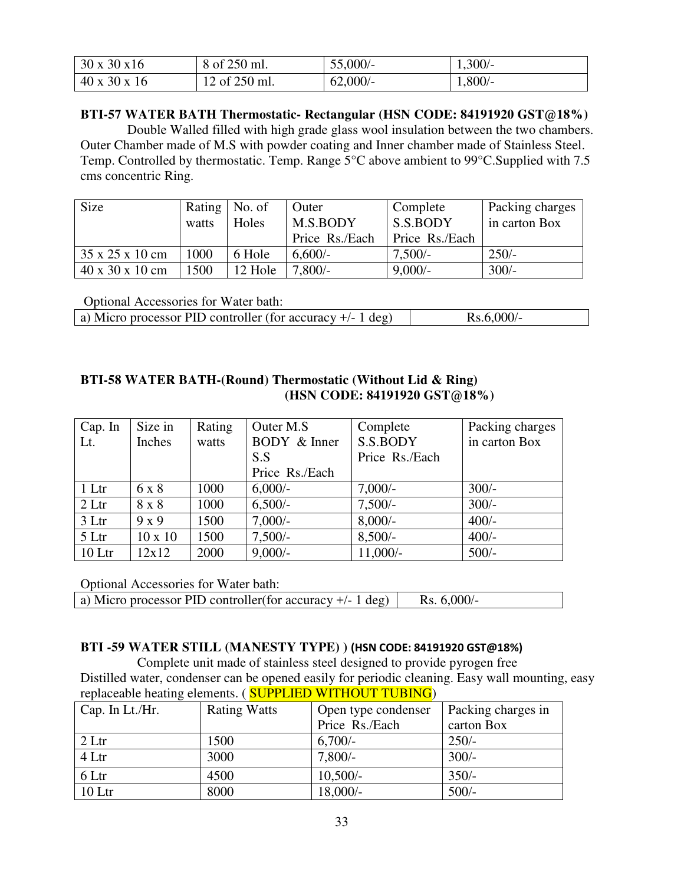| 30 x 30 x16 | 8 of 250 ml. | 55,000/- | 1,300/- |
|---|---|---|---|
| 40 x 30 x 16 | 12 of 250 ml. | 62,000/- | 1,800/- |

**BTI-57 WATER BATH Thermostatic- Rectangular (HSN CODE: 84191920 GST@18%)**

Double Walled filled with high grade glass wool insulation between the two chambers. Outer Chamber made of M.S with powder coating and Inner chamber made of Stainless Steel. Temp. Controlled by thermostatic. Temp. Range 5°C above ambient to 99°C.Supplied with 7.5 cms concentric Ring.

| Size | Rating watts | No. of Holes | Outer M.S.BODY Price Rs./Each | Complete S.S.BODY Price Rs./Each | Packing charges in carton Box |
|---|---|---|---|---|---|
| 35 x 25 x 10 cm | 1000 | 6 Hole | 6,600/- | 7,500/- | 250/- |
| 40 x 30 x 10 cm | 1500 | 12 Hole | 7,800/- | 9,000/- | 300/- |

Optional Accessories for Water bath:

| a) Micro processor PID controller (for accuracy +/- 1 deg) | Rs.6,000/- |
|---|---|

**BTI-58 WATER BATH-(Round) Thermostatic (Without Lid & Ring) (HSN CODE: 84191920 GST@18%)**

| Cap. In Lt. | Size in Inches | Rating watts | Outer M.S BODY & Inner S.S Price Rs./Each | Complete S.S.BODY Price Rs./Each | Packing charges in carton Box |
|---|---|---|---|---|---|
| 1 Ltr | 6 x 8 | 1000 | 6,000/- | 7,000/- | 300/- |
| 2 Ltr | 8 x 8 | 1000 | 6,500/- | 7,500/- | 300/- |
| 3 Ltr | 9 x 9 | 1500 | 7,000/- | 8,000/- | 400/- |
| 5 Ltr | 10 x 10 | 1500 | 7,500/- | 8,500/- | 400/- |
| 10 Ltr | 12x12 | 2000 | 9,000/- | 11,000/- | 500/- |

Optional Accessories for Water bath:

| a) Micro processor PID controller(for accuracy +/- 1 deg) | Rs. 6,000/- |
|---|---|

**BTI -59 WATER STILL (MANESTY TYPE) ) (HSN CODE: 84191920 GST@18%)**

Complete unit made of stainless steel designed to provide pyrogen free Distilled water, condenser can be opened easily for periodic cleaning. Easy wall mounting, easy replaceable heating elements. ( SUPPLIED WITHOUT TUBING)

| Cap. In Lt./Hr. | Rating Watts | Open type condenser Price Rs./Each | Packing charges in carton Box |
|---|---|---|---|
| 2 Ltr | 1500 | 6,700/- | 250/- |
| 4 Ltr | 3000 | 7,800/- | 300/- |
| 6 Ltr | 4500 | 10,500/- | 350/- |
| 10 Ltr | 8000 | 18,000/- | 500/- |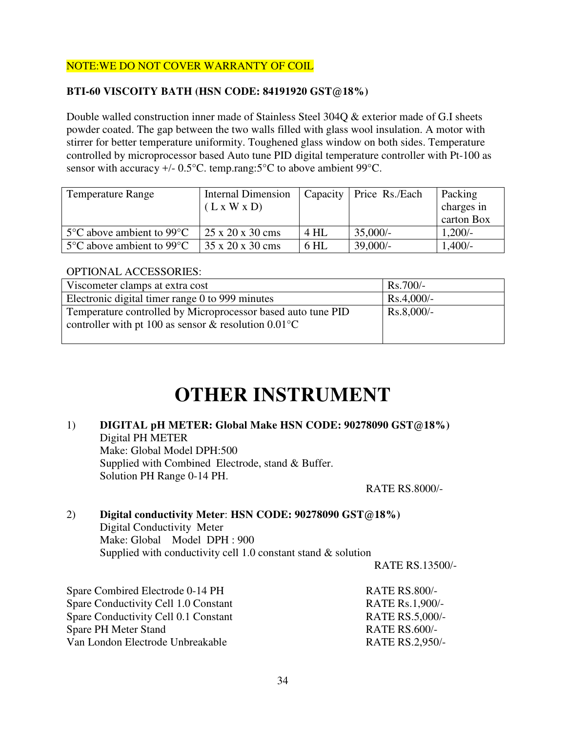NOTE:WE DO NOT COVER WARRANTY OF COIL

**BTI-60 VISCOITY BATH (HSN CODE: 84191920 GST@18%)**

Double walled construction inner made of Stainless Steel 304Q & exterior made of G.I sheets powder coated. The gap between the two walls filled with glass wool insulation. A motor with stirrer for better temperature uniformity. Toughened glass window on both sides. Temperature controlled by microprocessor based Auto tune PID digital temperature controller with Pt-100 as sensor with accuracy +/- 0.5°C. temp.rang:5°C to above ambient 99°C.

| Temperature Range | Internal Dimension ( L x W x D) | Capacity | Price Rs./Each | Packing charges in carton Box |
|---|---|---|---|---|
| 5°C above ambient to 99°C | 25 x 20 x 30 cms | 4 HL | 35,000/- | 1,200/- |
| 5°C above ambient to 99°C | 35 x 20 x 30 cms | 6 HL | 39,000/- | 1,400/- |

OPTIONAL ACCESSORIES:

| | |
|---|---|
| Viscometer clamps at extra cost | Rs.700/- |
| Electronic digital timer range 0 to 999 minutes | Rs.4,000/- |
| Temperature controlled by Microprocessor based auto tune PID controller with pt 100 as sensor & resolution 0.01°C | Rs.8,000/- |

# OTHER INSTRUMENT

1) **DIGITAL pH METER: Global Make HSN CODE: 90278090 GST@18%)**
   Digital PH METER
   Make: Global Model DPH:500
   Supplied with Combined Electrode, stand & Buffer.
   Solution PH Range 0-14 PH.

   RATE RS.8000/-

2) **Digital conductivity Meter**: **HSN CODE: 90278090 GST@18%)**
   Digital Conductivity Meter
   Make: Global Model DPH : 900
   Supplied with conductivity cell 1.0 constant stand & solution

   RATE RS.13500/-

Spare Combired Electrode 0-14 PH RATE RS.800/-
Spare Conductivity Cell 1.0 Constant RATE Rs.1,900/-
Spare Conductivity Cell 0.1 Constant RATE RS.5,000/-
Spare PH Meter Stand RATE RS.600/-
Van London Electrode Unbreakable RATE RS.2,950/-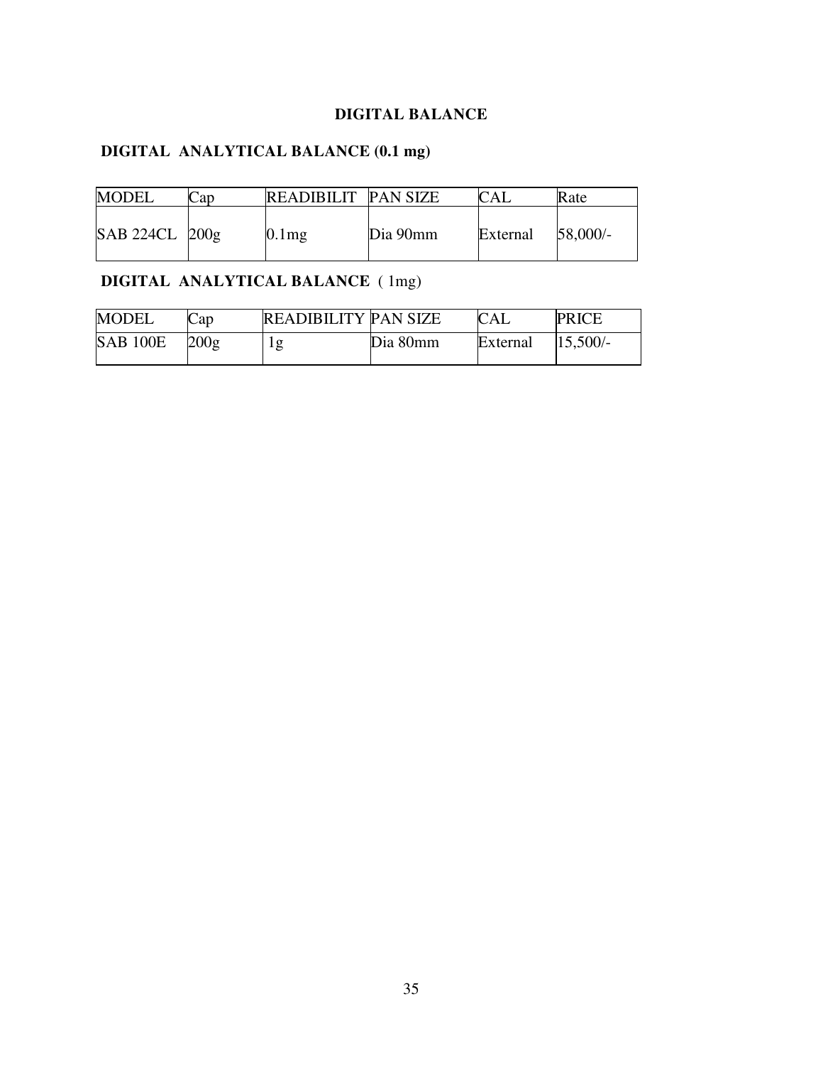# DIGITAL BALANCE

## DIGITAL ANALYTICAL BALANCE (0.1 mg)

| MODEL | Cap | READIBILIT | PAN SIZE | CAL | Rate |
|---|---|---|---|---|---|
| SAB 224CL | 200g | 0.1mg | Dia 90mm | External | 58,000/- |

## DIGITAL ANALYTICAL BALANCE ( 1mg)

| MODEL | Cap | READIBILITY | PAN SIZE | CAL | PRICE |
|---|---|---|---|---|---|
| SAB 100E | 200g | 1g | Dia 80mm | External | 15,500/- |